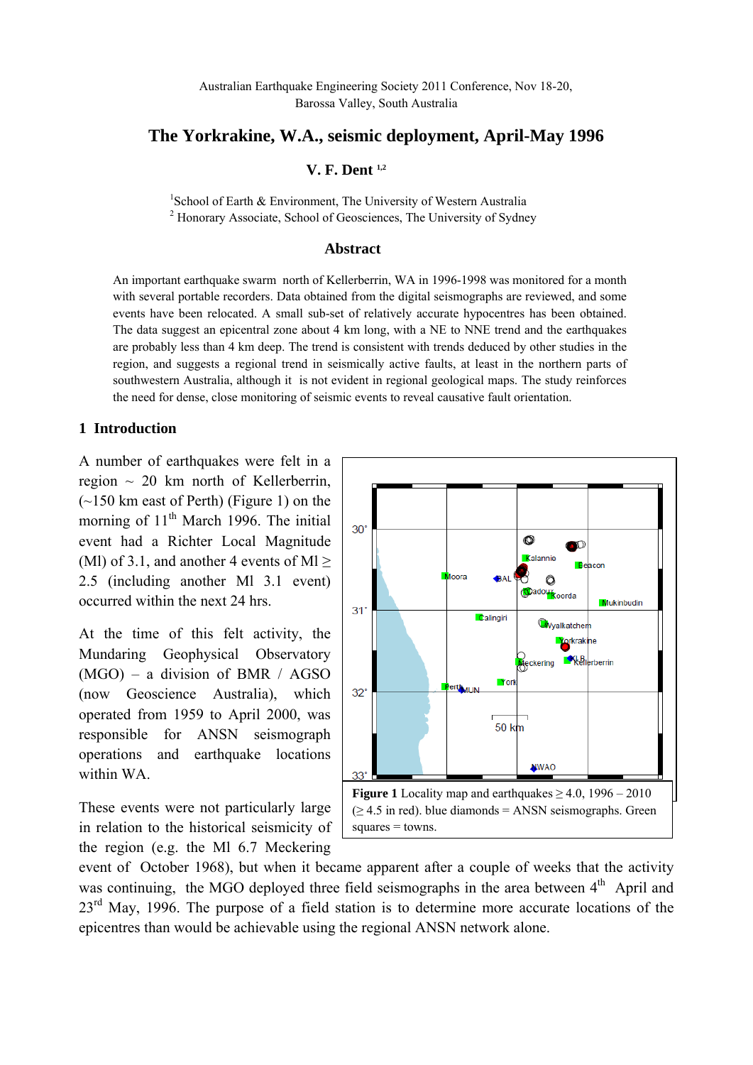Australian Earthquake Engineering Society 2011 Conference, Nov 18-20, Barossa Valley, South Australia

# The Yorkrakine, W.A., seismic deployment, April-May 1996

**V. F. Dent** [1,2]

[1]School of Earth & Environment, The University of Western Australia
[2] Honorary Associate, School of Geosciences, The University of Sydney

## Abstract

An important earthquake swarm north of Kellerberrin, WA in 1996-1998 was monitored for a month with several portable recorders. Data obtained from the digital seismographs are reviewed, and some events have been relocated. A small sub-set of relatively accurate hypocentres has been obtained. The data suggest an epicentral zone about 4 km long, with a NE to NNE trend and the earthquakes are probably less than 4 km deep. The trend is consistent with trends deduced by other studies in the region, and suggests a regional trend in seismically active faults, at least in the northern parts of southwestern Australia, although it is not evident in regional geological maps. The study reinforces the need for dense, close monitoring of seismic events to reveal causative fault orientation.

## 1 Introduction

A number of earthquakes were felt in a region ~ 20 km north of Kellerberrin, (~150 km east of Perth) (Figure 1) on the morning of 11th March 1996. The initial event had a Richter Local Magnitude (Ml) of 3.1, and another 4 events of Ml ≥ 2.5 (including another Ml 3.1 event) occurred within the next 24 hrs.

At the time of this felt activity, the Mundaring Geophysical Observatory (MGO) – a division of BMR / AGSO (now Geoscience Australia), which operated from 1959 to April 2000, was responsible for ANSN seismograph operations and earthquake locations within WA.

**Figure 1** Locality map and earthquakes ≥ 4.0, 1996 – 2010 (≥ 4.5 in red). blue diamonds = ANSN seismographs. Green squares = towns.

These events were not particularly large in relation to the historical seismicity of the region (e.g. the Ml 6.7 Meckering event of October 1968), but when it became apparent after a couple of weeks that the activity was continuing, the MGO deployed three field seismographs in the area between 4th April and 23rd May, 1996. The purpose of a field station is to determine more accurate locations of the epicentres than would be achievable using the regional ANSN network alone.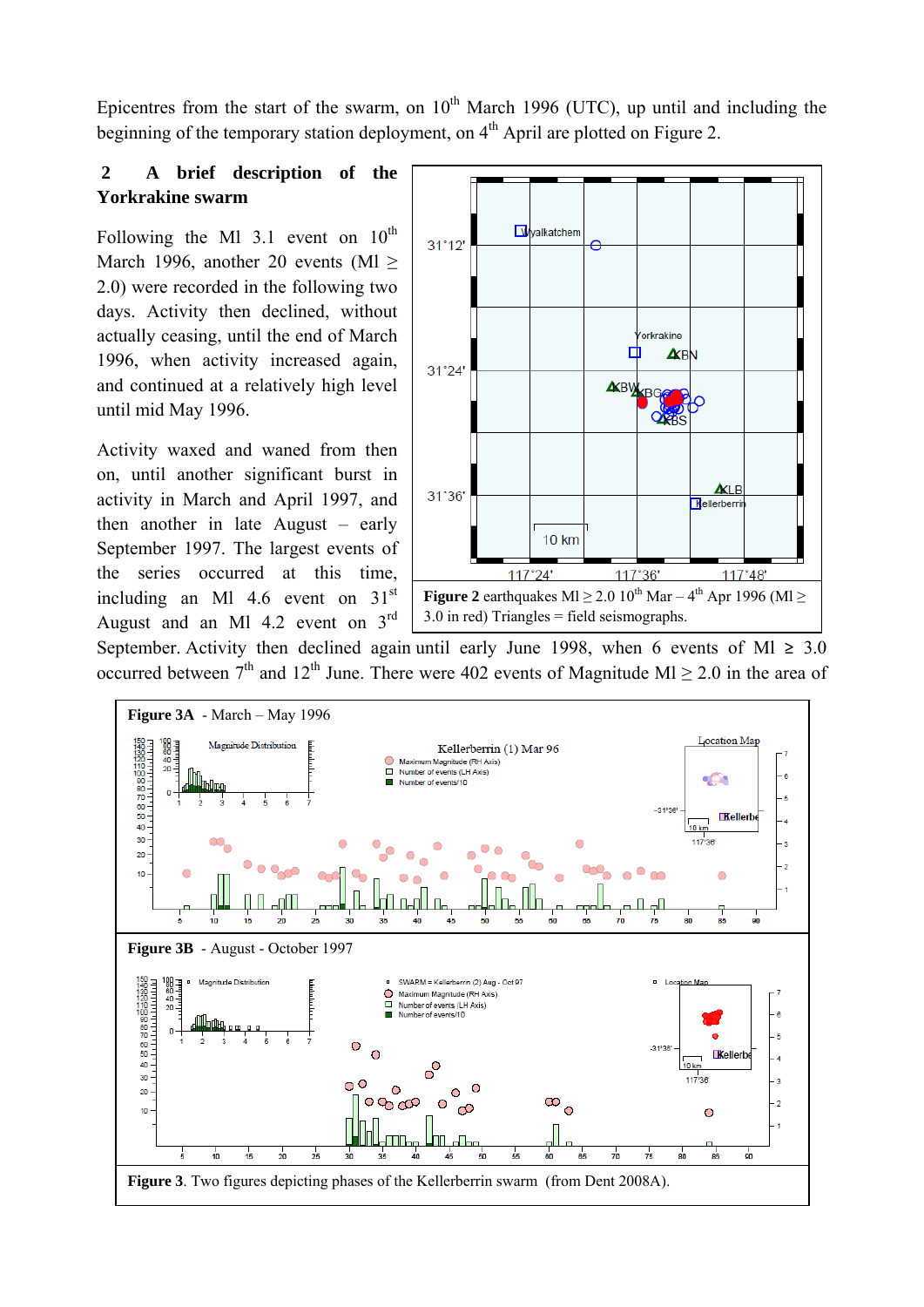Epicentres from the start of the swarm, on 10th March 1996 (UTC), up until and including the beginning of the temporary station deployment, on 4th April are plotted on Figure 2.

## 2 A brief description of the Yorkrakine swarm

Following the Ml 3.1 event on 10th March 1996, another 20 events (Ml ≥ 2.0) were recorded in the following two days. Activity then declined, without actually ceasing, until the end of March 1996, when activity increased again, and continued at a relatively high level until mid May 1996.

Activity waxed and waned from then on, until another significant burst in activity in March and April 1997, and then another in late August – early September 1997. The largest events of the series occurred at this time, including an Ml 4.6 event on 31st August and an Ml 4.2 event on 3rd September. Activity then declined again until early June 1998, when 6 events of Ml ≥ 3.0 occurred between 7th and 12th June. There were 402 events of Magnitude Ml ≥ 2.0 in the area of

**Figure 2** earthquakes Ml ≥ 2.0 10th Mar – 4th Apr 1996 (Ml ≥ 3.0 in red) Triangles = field seismographs.

**Figure 3A** - March – May 1996

**Figure 3B** - August - October 1997

**Figure 3**. Two figures depicting phases of the Kellerberrin swarm (from Dent 2008A).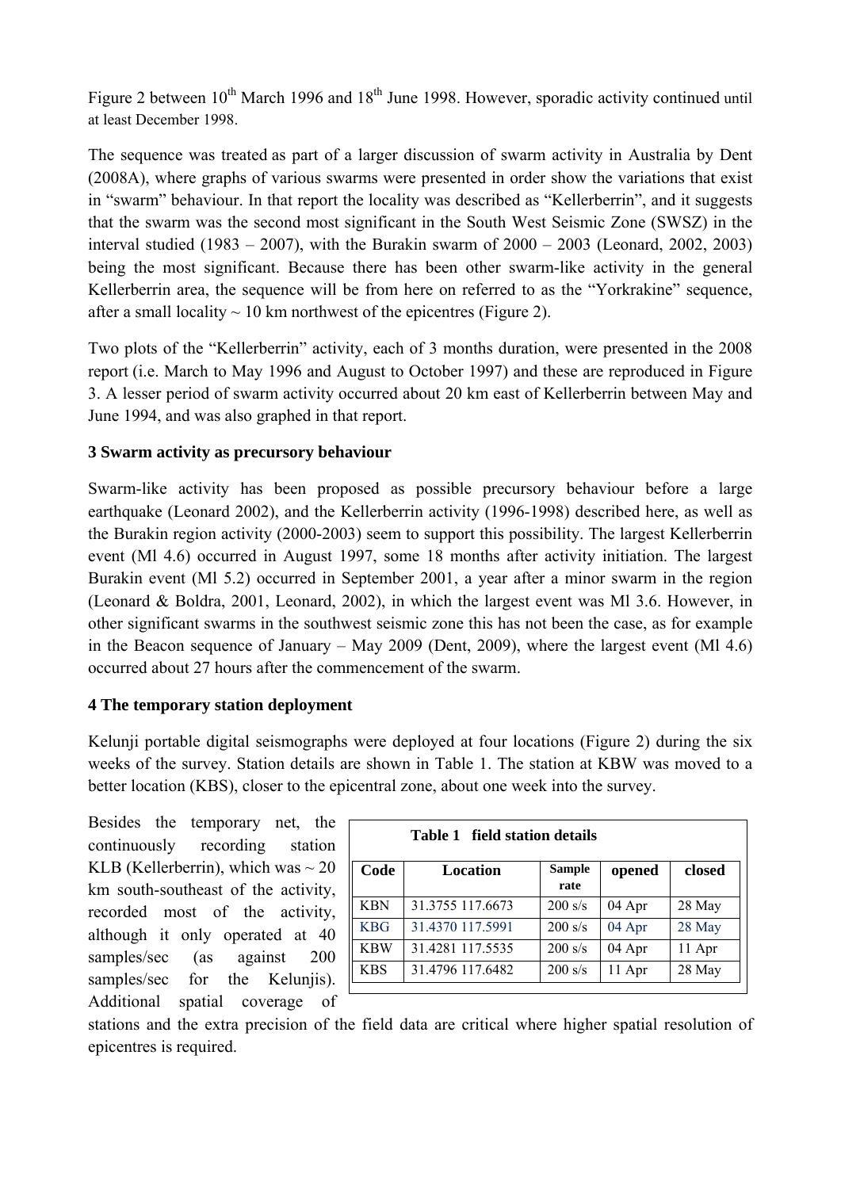Figure 2 between 10th March 1996 and 18th June 1998. However, sporadic activity continued until at least December 1998.

The sequence was treated as part of a larger discussion of swarm activity in Australia by Dent (2008A), where graphs of various swarms were presented in order show the variations that exist in "swarm" behaviour. In that report the locality was described as "Kellerberrin", and it suggests that the swarm was the second most significant in the South West Seismic Zone (SWSZ) in the interval studied (1983 – 2007), with the Burakin swarm of 2000 – 2003 (Leonard, 2002, 2003) being the most significant. Because there has been other swarm-like activity in the general Kellerberrin area, the sequence will be from here on referred to as the "Yorkrakine" sequence, after a small locality ~ 10 km northwest of the epicentres (Figure 2).

Two plots of the "Kellerberrin" activity, each of 3 months duration, were presented in the 2008 report (i.e. March to May 1996 and August to October 1997) and these are reproduced in Figure 3. A lesser period of swarm activity occurred about 20 km east of Kellerberrin between May and June 1994, and was also graphed in that report.

### 3 Swarm activity as precursory behaviour

Swarm-like activity has been proposed as possible precursory behaviour before a large earthquake (Leonard 2002), and the Kellerberrin activity (1996-1998) described here, as well as the Burakin region activity (2000-2003) seem to support this possibility. The largest Kellerberrin event (Ml 4.6) occurred in August 1997, some 18 months after activity initiation. The largest Burakin event (Ml 5.2) occurred in September 2001, a year after a minor swarm in the region (Leonard & Boldra, 2001, Leonard, 2002), in which the largest event was Ml 3.6. However, in other significant swarms in the southwest seismic zone this has not been the case, as for example in the Beacon sequence of January – May 2009 (Dent, 2009), where the largest event (Ml 4.6) occurred about 27 hours after the commencement of the swarm.

### 4 The temporary station deployment

Kelunji portable digital seismographs were deployed at four locations (Figure 2) during the six weeks of the survey. Station details are shown in Table 1. The station at KBW was moved to a better location (KBS), closer to the epicentral zone, about one week into the survey.

**Table 1 field station details**

| Code | Location | Sample rate | opened | closed |
|---|---|---|---|---|
| KBN | 31.3755 117.6673 | 200 s/s | 04 Apr | 28 May |
| KBG | 31.4370 117.5991 | 200 s/s | 04 Apr | 28 May |
| KBW | 31.4281 117.5535 | 200 s/s | 04 Apr | 11 Apr |
| KBS | 31.4796 117.6482 | 200 s/s | 11 Apr | 28 May |

Besides the temporary net, the continuously recording station KLB (Kellerberrin), which was ~ 20 km south-southeast of the activity, recorded most of the activity, although it only operated at 40 samples/sec (as against 200 samples/sec for the Kelunjis). Additional spatial coverage of stations and the extra precision of the field data are critical where higher spatial resolution of epicentres is required.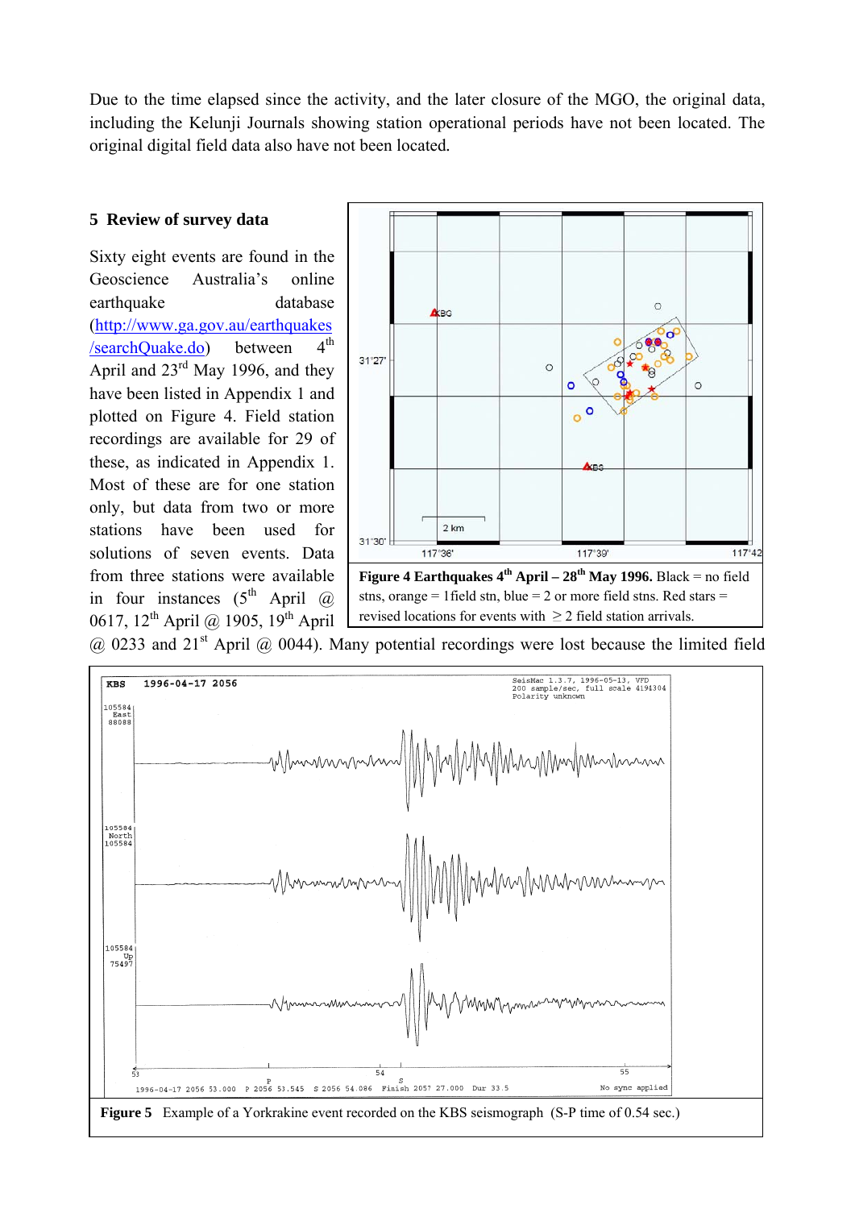Due to the time elapsed since the activity, and the later closure of the MGO, the original data, including the Kelunji Journals showing station operational periods have not been located. The original digital field data also have not been located.

## 5 Review of survey data

Sixty eight events are found in the Geoscience Australia's online earthquake database (http://www.ga.gov.au/earthquakes/searchQuake.do) between 4th April and 23rd May 1996, and they have been listed in Appendix 1 and plotted on Figure 4. Field station recordings are available for 29 of these, as indicated in Appendix 1. Most of these are for one station only, but data from two or more stations have been used for solutions of seven events. Data from three stations were available in four instances (5th April @ 0617, 12th April @ 1905, 19th April @ 0233 and 21st April @ 0044). Many potential recordings were lost because the limited field

**Figure 4 Earthquakes 4th April – 28th May 1996.** Black = no field stns, orange = 1field stn, blue = 2 or more field stns. Red stars = revised locations for events with $\geq 2$ field station arrivals.

**Figure 5** Example of a Yorkrakine event recorded on the KBS seismograph (S-P time of 0.54 sec.)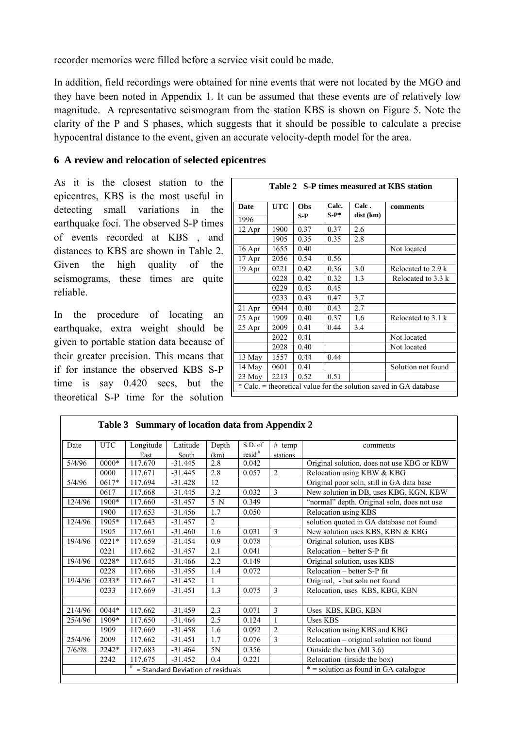recorder memories were filled before a service visit could be made.

In addition, field recordings were obtained for nine events that were not located by the MGO and they have been noted in Appendix 1. It can be assumed that these events are of relatively low magnitude. A representative seismogram from the station KBS is shown on Figure 5. Note the clarity of the P and S phases, which suggests that it should be possible to calculate a precise hypocentral distance to the event, given an accurate velocity-depth model for the area.

### 6 A review and relocation of selected epicentres

As it is the closest station to the epicentres, KBS is the most useful in detecting small variations in the earthquake foci. The observed S-P times of events recorded at KBS , and distances to KBS are shown in Table 2. Given the high quality of the seismograms, these times are quite reliable.

In the procedure of locating an earthquake, extra weight should be given to portable station data because of their greater precision. This means that if for instance the observed KBS S-P time is say 0.420 secs, but the theoretical S-P time for the solution

**Table 2 S-P times measured at KBS station**

| Date 1996 | UTC | Obs S-P | Calc. S-P* | Calc . dist (km) | comments |
|---|---|---|---|---|---|
| 12 Apr | 1900 | 0.37 | 0.37 | 2.6 | |
| | 1905 | 0.35 | 0.35 | 2.8 | |
| 16 Apr | 1655 | 0.40 | | | Not located |
| 17 Apr | 2056 | 0.54 | 0.56 | | |
| 19 Apr | 0221 | 0.42 | 0.36 | 3.0 | Relocated to 2.9 k |
| | 0228 | 0.42 | 0.32 | 1.3 | Relocated to 3.3 k |
| | 0229 | 0.43 | 0.45 | | |
| | 0233 | 0.43 | 0.47 | 3.7 | |
| 21 Apr | 0044 | 0.40 | 0.43 | 2.7 | |
| 25 Apr | 1909 | 0.40 | 0.37 | 1.6 | Relocated to 3.1 k |
| 25 Apr | 2009 | 0.41 | 0.44 | 3.4 | |
| | 2022 | 0.41 | | | Not located |
| | 2028 | 0.40 | | | Not located |
| 13 May | 1557 | 0.44 | 0.44 | | |
| 14 May | 0601 | 0.41 | | | Solution not found |
| 23 May | 2213 | 0.52 | 0.51 | | |

\* Calc. = theoretical value for the solution saved in GA database

**Table 3 Summary of location data from Appendix 2**

| Date | UTC | Longitude East | Latitude South | Depth (km) | S.D. of resid[#] | # temp stations | comments |
|---|---|---|---|---|---|---|---|
| 5/4/96 | 0000* | 117.670 | -31.445 | 2.8 | 0.042 | | Original solution, does not use KBG or KBW |
| | 0000 | 117.671 | -31.445 | 2.8 | 0.057 | 2 | Relocation using KBW & KBG |
| 5/4/96 | 0617* | 117.694 | -31.428 | 12 | | | Original poor soln, still in GA data base |
| | 0617 | 117.668 | -31.445 | 3.2 | 0.032 | 3 | New solution in DB, uses KBG, KGN, KBW |
| 12/4/96 | 1900* | 117.660 | -31.457 | 5 N | 0.349 | | "normal" depth. Original soln, does not use |
| | 1900 | 117.653 | -31.456 | 1.7 | 0.050 | | Relocation using KBS |
| 12/4/96 | 1905* | 117.643 | -31.457 | 2 | | | solution quoted in GA database not found |
| | 1905 | 117.661 | -31.460 | 1.6 | 0.031 | 3 | New solution uses KBS, KBN & KBG |
| 19/4/96 | 0221* | 117.659 | -31.454 | 0.9 | 0.078 | | Original solution, uses KBS |
| | 0221 | 117.662 | -31.457 | 2.1 | 0.041 | | Relocation – better S-P fit |
| 19/4/96 | 0228* | 117.645 | -31.466 | 2.2 | 0.149 | | Original solution, uses KBS |
| | 0228 | 117.666 | -31.455 | 1.4 | 0.072 | | Relocation – better S-P fit |
| 19/4/96 | 0233* | 117.667 | -31.452 | 1 | | | Original, - but soln not found |
| | 0233 | 117.669 | -31.451 | 1.3 | 0.075 | 3 | Relocation, uses KBS, KBG, KBN |
| | | | | | | | |
| 21/4/96 | 0044* | 117.662 | -31.459 | 2.3 | 0.071 | 3 | Uses KBS, KBG, KBN |
| 25/4/96 | 1909* | 117.650 | -31.464 | 2.5 | 0.124 | 1 | Uses KBS |
| | 1909 | 117.669 | -31.458 | 1.6 | 0.092 | 2 | Relocation using KBS and KBG |
| 25/4/96 | 2009 | 117.662 | -31.451 | 1.7 | 0.076 | 3 | Relocation – original solution not found |
| 7/6/98 | 2242* | 117.683 | -31.464 | 5N | 0.356 | | Outside the box (Ml 3.6) |
| | 2242 | 117.675 | -31.452 | 0.4 | 0.221 | | Relocation (inside the box) |

[#] = Standard Deviation of residuals; * = solution as found in GA catalogue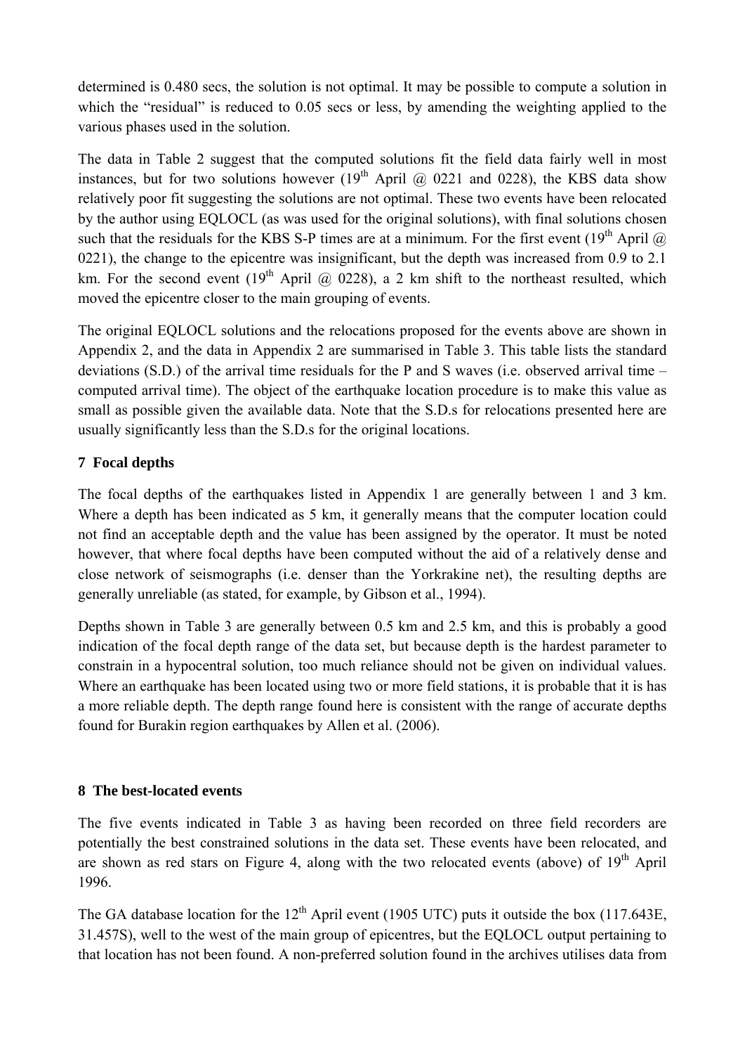determined is 0.480 secs, the solution is not optimal. It may be possible to compute a solution in which the "residual" is reduced to 0.05 secs or less, by amending the weighting applied to the various phases used in the solution.

The data in Table 2 suggest that the computed solutions fit the field data fairly well in most instances, but for two solutions however (19th April @ 0221 and 0228), the KBS data show relatively poor fit suggesting the solutions are not optimal. These two events have been relocated by the author using EQLOCL (as was used for the original solutions), with final solutions chosen such that the residuals for the KBS S-P times are at a minimum. For the first event (19th April @ 0221), the change to the epicentre was insignificant, but the depth was increased from 0.9 to 2.1 km. For the second event (19th April @ 0228), a 2 km shift to the northeast resulted, which moved the epicentre closer to the main grouping of events.

The original EQLOCL solutions and the relocations proposed for the events above are shown in Appendix 2, and the data in Appendix 2 are summarised in Table 3. This table lists the standard deviations (S.D.) of the arrival time residuals for the P and S waves (i.e. observed arrival time – computed arrival time). The object of the earthquake location procedure is to make this value as small as possible given the available data. Note that the S.D.s for relocations presented here are usually significantly less than the S.D.s for the original locations.

## 7 Focal depths

The focal depths of the earthquakes listed in Appendix 1 are generally between 1 and 3 km. Where a depth has been indicated as 5 km, it generally means that the computer location could not find an acceptable depth and the value has been assigned by the operator. It must be noted however, that where focal depths have been computed without the aid of a relatively dense and close network of seismographs (i.e. denser than the Yorkrakine net), the resulting depths are generally unreliable (as stated, for example, by Gibson et al., 1994).

Depths shown in Table 3 are generally between 0.5 km and 2.5 km, and this is probably a good indication of the focal depth range of the data set, but because depth is the hardest parameter to constrain in a hypocentral solution, too much reliance should not be given on individual values. Where an earthquake has been located using two or more field stations, it is probable that it is has a more reliable depth. The depth range found here is consistent with the range of accurate depths found for Burakin region earthquakes by Allen et al. (2006).

## 8 The best-located events

The five events indicated in Table 3 as having been recorded on three field recorders are potentially the best constrained solutions in the data set. These events have been relocated, and are shown as red stars on Figure 4, along with the two relocated events (above) of 19th April 1996.

The GA database location for the 12th April event (1905 UTC) puts it outside the box (117.643E, 31.457S), well to the west of the main group of epicentres, but the EQLOCL output pertaining to that location has not been found. A non-preferred solution found in the archives utilises data from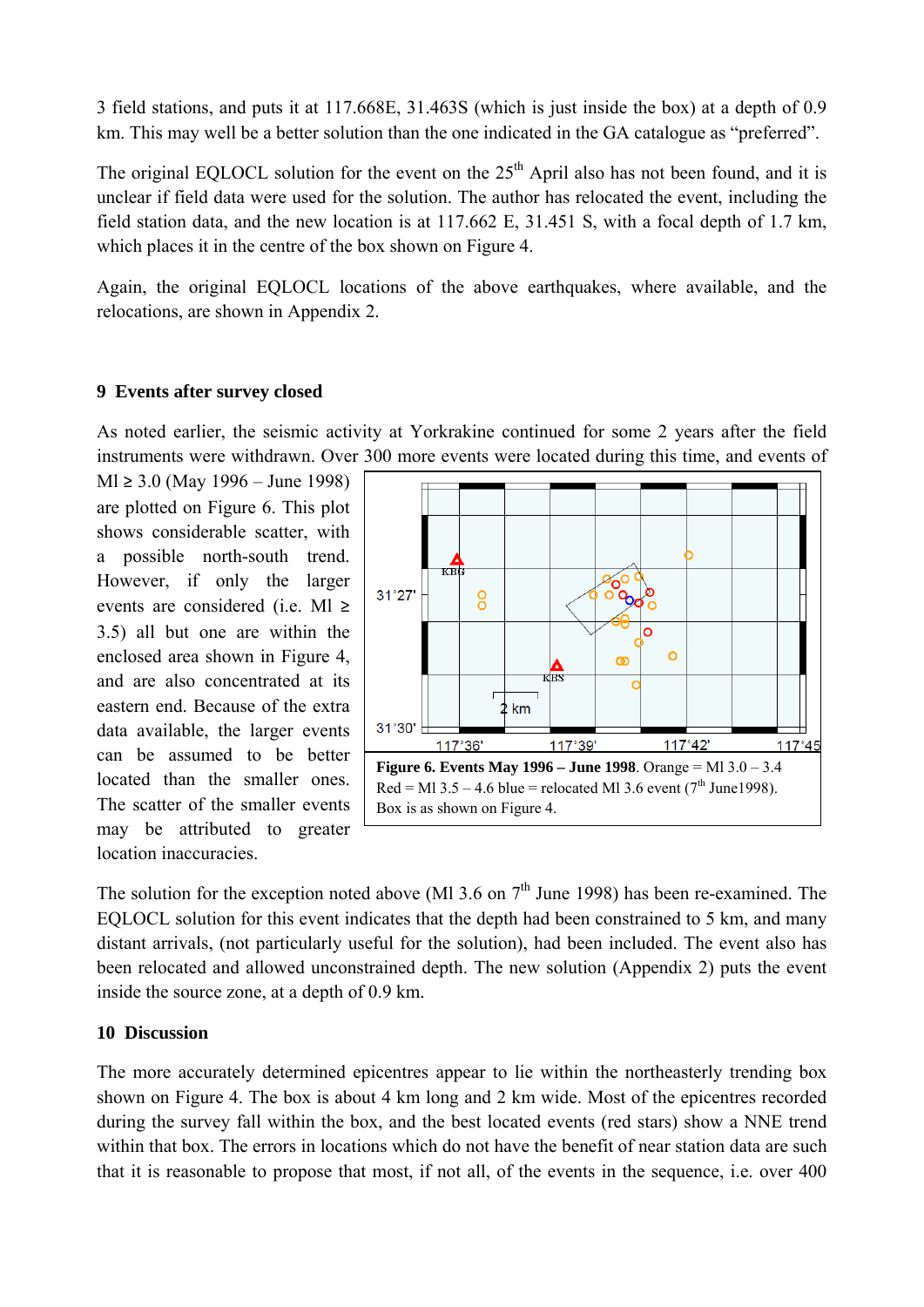3 field stations, and puts it at 117.668E, 31.463S (which is just inside the box) at a depth of 0.9 km. This may well be a better solution than the one indicated in the GA catalogue as "preferred".

The original EQLOCL solution for the event on the 25th April also has not been found, and it is unclear if field data were used for the solution. The author has relocated the event, including the field station data, and the new location is at 117.662 E, 31.451 S, with a focal depth of 1.7 km, which places it in the centre of the box shown on Figure 4.

Again, the original EQLOCL locations of the above earthquakes, where available, and the relocations, are shown in Appendix 2.

## 9 Events after survey closed

As noted earlier, the seismic activity at Yorkrakine continued for some 2 years after the field instruments were withdrawn. Over 300 more events were located during this time, and events of Ml ≥ 3.0 (May 1996 – June 1998) are plotted on Figure 6. This plot shows considerable scatter, with a possible north-south trend. However, if only the larger events are considered (i.e. Ml ≥ 3.5) all but one are within the enclosed area shown in Figure 4, and are also concentrated at its eastern end. Because of the extra data available, the larger events can be assumed to be better located than the smaller ones. The scatter of the smaller events may be attributed to greater location inaccuracies.

**Figure 6. Events May 1996 – June 1998**. Orange = Ml 3.0 – 3.4 Red = Ml 3.5 – 4.6 blue = relocated Ml 3.6 event (7th June1998). Box is as shown on Figure 4.

The solution for the exception noted above (Ml 3.6 on 7th June 1998) has been re-examined. The EQLOCL solution for this event indicates that the depth had been constrained to 5 km, and many distant arrivals, (not particularly useful for the solution), had been included. The event also has been relocated and allowed unconstrained depth. The new solution (Appendix 2) puts the event inside the source zone, at a depth of 0.9 km.

## 10 Discussion

The more accurately determined epicentres appear to lie within the northeasterly trending box shown on Figure 4. The box is about 4 km long and 2 km wide. Most of the epicentres recorded during the survey fall within the box, and the best located events (red stars) show a NNE trend within that box. The errors in locations which do not have the benefit of near station data are such that it is reasonable to propose that most, if not all, of the events in the sequence, i.e. over 400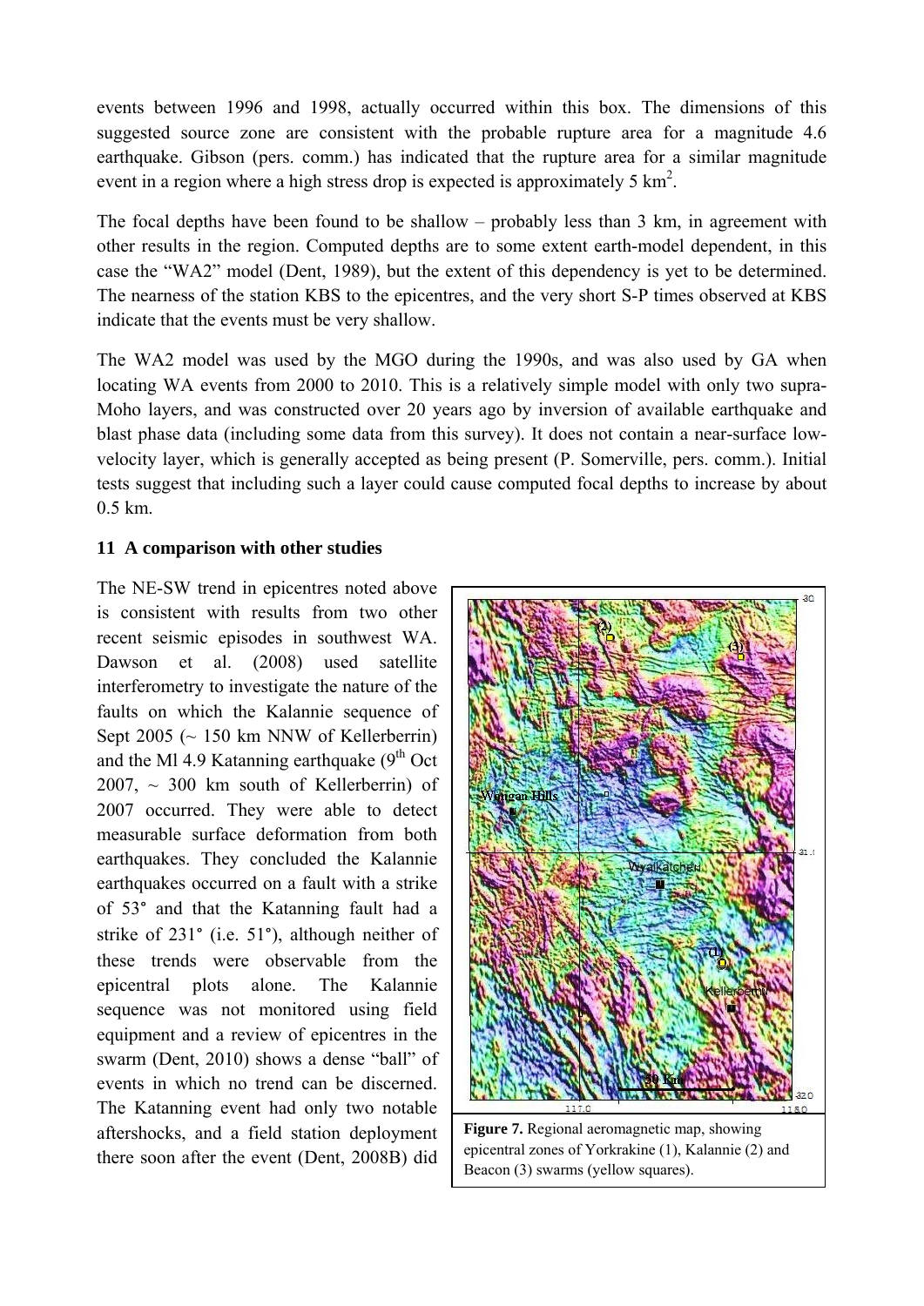events between 1996 and 1998, actually occurred within this box. The dimensions of this suggested source zone are consistent with the probable rupture area for a magnitude 4.6 earthquake. Gibson (pers. comm.) has indicated that the rupture area for a similar magnitude event in a region where a high stress drop is expected is approximately 5 km$^2$.

The focal depths have been found to be shallow – probably less than 3 km, in agreement with other results in the region. Computed depths are to some extent earth-model dependent, in this case the "WA2" model (Dent, 1989), but the extent of this dependency is yet to be determined. The nearness of the station KBS to the epicentres, and the very short S-P times observed at KBS indicate that the events must be very shallow.

The WA2 model was used by the MGO during the 1990s, and was also used by GA when locating WA events from 2000 to 2010. This is a relatively simple model with only two supra-Moho layers, and was constructed over 20 years ago by inversion of available earthquake and blast phase data (including some data from this survey). It does not contain a near-surface low-velocity layer, which is generally accepted as being present (P. Somerville, pers. comm.). Initial tests suggest that including such a layer could cause computed focal depths to increase by about 0.5 km.

## 11 A comparison with other studies

The NE-SW trend in epicentres noted above is consistent with results from two other recent seismic episodes in southwest WA. Dawson et al. (2008) used satellite interferometry to investigate the nature of the faults on which the Kalannie sequence of Sept 2005 (~ 150 km NNW of Kellerberrin) and the Ml 4.9 Katanning earthquake (9th Oct 2007, ~ 300 km south of Kellerberrin) of 2007 occurred. They were able to detect measurable surface deformation from both earthquakes. They concluded the Kalannie earthquakes occurred on a fault with a strike of 53° and that the Katanning fault had a strike of 231° (i.e. 51°), although neither of these trends were observable from the epicentral plots alone. The Kalannie sequence was not monitored using field equipment and a review of epicentres in the swarm (Dent, 2010) shows a dense "ball" of events in which no trend can be discerned. The Katanning event had only two notable aftershocks, and a field station deployment there soon after the event (Dent, 2008B) did

**Figure 7.** Regional aeromagnetic map, showing epicentral zones of Yorkrakine (1), Kalannie (2) and Beacon (3) swarms (yellow squares).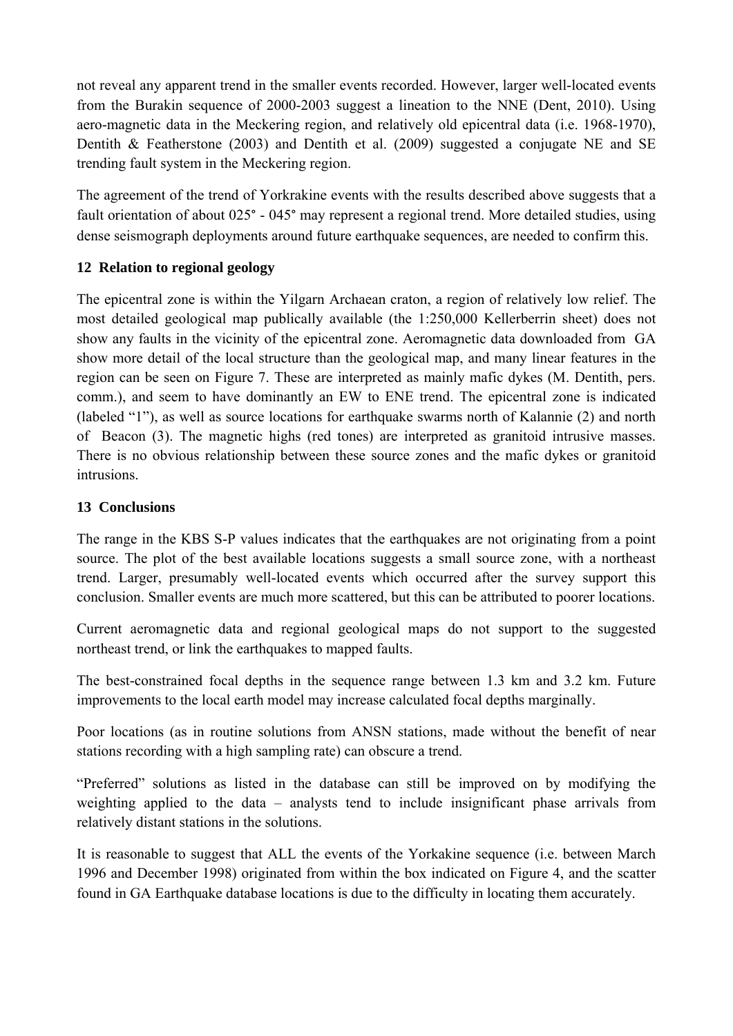not reveal any apparent trend in the smaller events recorded. However, larger well-located events from the Burakin sequence of 2000-2003 suggest a lineation to the NNE (Dent, 2010). Using aero-magnetic data in the Meckering region, and relatively old epicentral data (i.e. 1968-1970), Dentith & Featherstone (2003) and Dentith et al. (2009) suggested a conjugate NE and SE trending fault system in the Meckering region.

The agreement of the trend of Yorkrakine events with the results described above suggests that a fault orientation of about 025° - 045° may represent a regional trend. More detailed studies, using dense seismograph deployments around future earthquake sequences, are needed to confirm this.

## 12 Relation to regional geology

The epicentral zone is within the Yilgarn Archaean craton, a region of relatively low relief. The most detailed geological map publically available (the 1:250,000 Kellerberrin sheet) does not show any faults in the vicinity of the epicentral zone. Aeromagnetic data downloaded from GA show more detail of the local structure than the geological map, and many linear features in the region can be seen on Figure 7. These are interpreted as mainly mafic dykes (M. Dentith, pers. comm.), and seem to have dominantly an EW to ENE trend. The epicentral zone is indicated (labeled "1"), as well as source locations for earthquake swarms north of Kalannie (2) and north of Beacon (3). The magnetic highs (red tones) are interpreted as granitoid intrusive masses. There is no obvious relationship between these source zones and the mafic dykes or granitoid intrusions.

## 13 Conclusions

The range in the KBS S-P values indicates that the earthquakes are not originating from a point source. The plot of the best available locations suggests a small source zone, with a northeast trend. Larger, presumably well-located events which occurred after the survey support this conclusion. Smaller events are much more scattered, but this can be attributed to poorer locations.

Current aeromagnetic data and regional geological maps do not support to the suggested northeast trend, or link the earthquakes to mapped faults.

The best-constrained focal depths in the sequence range between 1.3 km and 3.2 km. Future improvements to the local earth model may increase calculated focal depths marginally.

Poor locations (as in routine solutions from ANSN stations, made without the benefit of near stations recording with a high sampling rate) can obscure a trend.

"Preferred" solutions as listed in the database can still be improved on by modifying the weighting applied to the data – analysts tend to include insignificant phase arrivals from relatively distant stations in the solutions.

It is reasonable to suggest that ALL the events of the Yorkakine sequence (i.e. between March 1996 and December 1998) originated from within the box indicated on Figure 4, and the scatter found in GA Earthquake database locations is due to the difficulty in locating them accurately.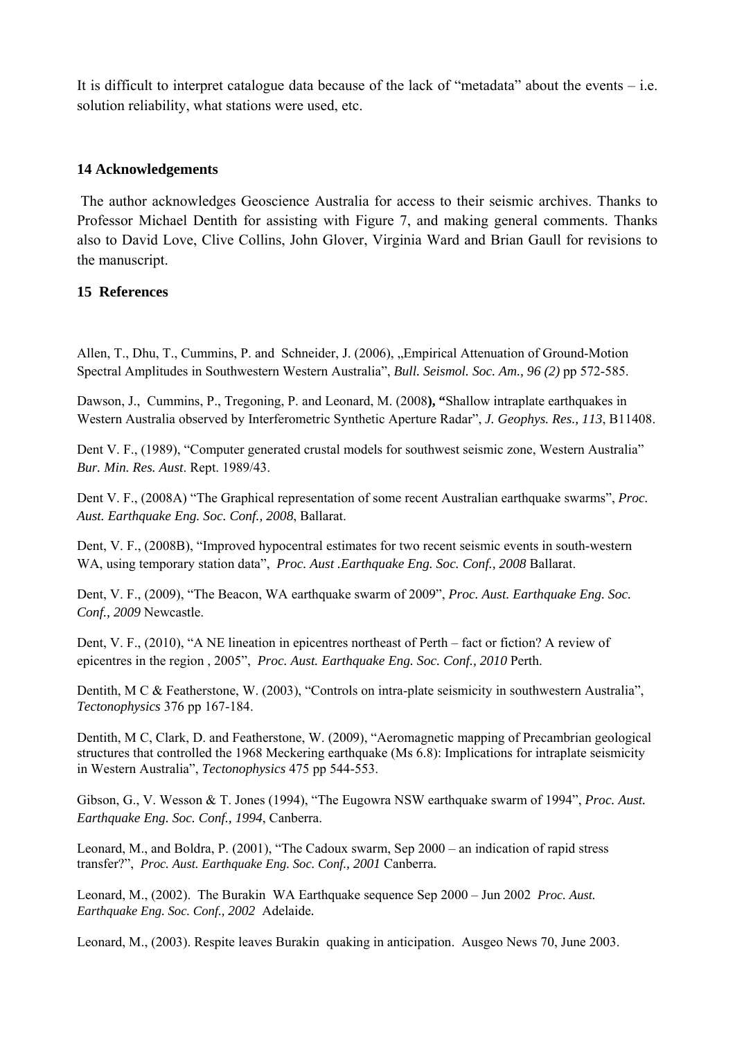It is difficult to interpret catalogue data because of the lack of "metadata" about the events – i.e. solution reliability, what stations were used, etc.

## 14 Acknowledgements

The author acknowledges Geoscience Australia for access to their seismic archives. Thanks to Professor Michael Dentith for assisting with Figure 7, and making general comments. Thanks also to David Love, Clive Collins, John Glover, Virginia Ward and Brian Gaull for revisions to the manuscript.

## 15 References

Allen, T., Dhu, T., Cummins, P. and Schneider, J. (2006), „Empirical Attenuation of Ground-Motion Spectral Amplitudes in Southwestern Western Australia", *Bull. Seismol. Soc. Am., 96 (2)* pp 572-585.

Dawson, J., Cummins, P., Tregoning, P. and Leonard, M. (2008**), "**Shallow intraplate earthquakes in Western Australia observed by Interferometric Synthetic Aperture Radar", *J. Geophys. Res., 113*, B11408.

Dent V. F., (1989), "Computer generated crustal models for southwest seismic zone, Western Australia" *Bur. Min. Res. Aust*. Rept. 1989/43.

Dent V. F., (2008A) "The Graphical representation of some recent Australian earthquake swarms", *Proc. Aust. Earthquake Eng. Soc. Conf., 2008*, Ballarat.

Dent, V. F., (2008B), "Improved hypocentral estimates for two recent seismic events in south-western WA, using temporary station data", *Proc. Aust .Earthquake Eng. Soc. Conf., 2008* Ballarat.

Dent, V. F., (2009), "The Beacon, WA earthquake swarm of 2009", *Proc. Aust. Earthquake Eng. Soc. Conf., 2009* Newcastle.

Dent, V. F., (2010), "A NE lineation in epicentres northeast of Perth – fact or fiction? A review of epicentres in the region , 2005", *Proc. Aust. Earthquake Eng. Soc. Conf., 2010* Perth.

Dentith, M C & Featherstone, W. (2003), "Controls on intra-plate seismicity in southwestern Australia", *Tectonophysics* 376 pp 167-184.

Dentith, M C, Clark, D. and Featherstone, W. (2009), "Aeromagnetic mapping of Precambrian geological structures that controlled the 1968 Meckering earthquake (Ms 6.8): Implications for intraplate seismicity in Western Australia", *Tectonophysics* 475 pp 544-553.

Gibson, G., V. Wesson & T. Jones (1994), "The Eugowra NSW earthquake swarm of 1994", *Proc. Aust. Earthquake Eng. Soc. Conf., 1994*, Canberra.

Leonard, M., and Boldra, P. (2001), "The Cadoux swarm, Sep 2000 – an indication of rapid stress transfer?", *Proc. Aust. Earthquake Eng. Soc. Conf., 2001* Canberra.

Leonard, M., (2002). The Burakin WA Earthquake sequence Sep 2000 – Jun 2002 *Proc. Aust. Earthquake Eng. Soc. Conf., 2002* Adelaide.

Leonard, M., (2003). Respite leaves Burakin quaking in anticipation. Ausgeo News 70, June 2003.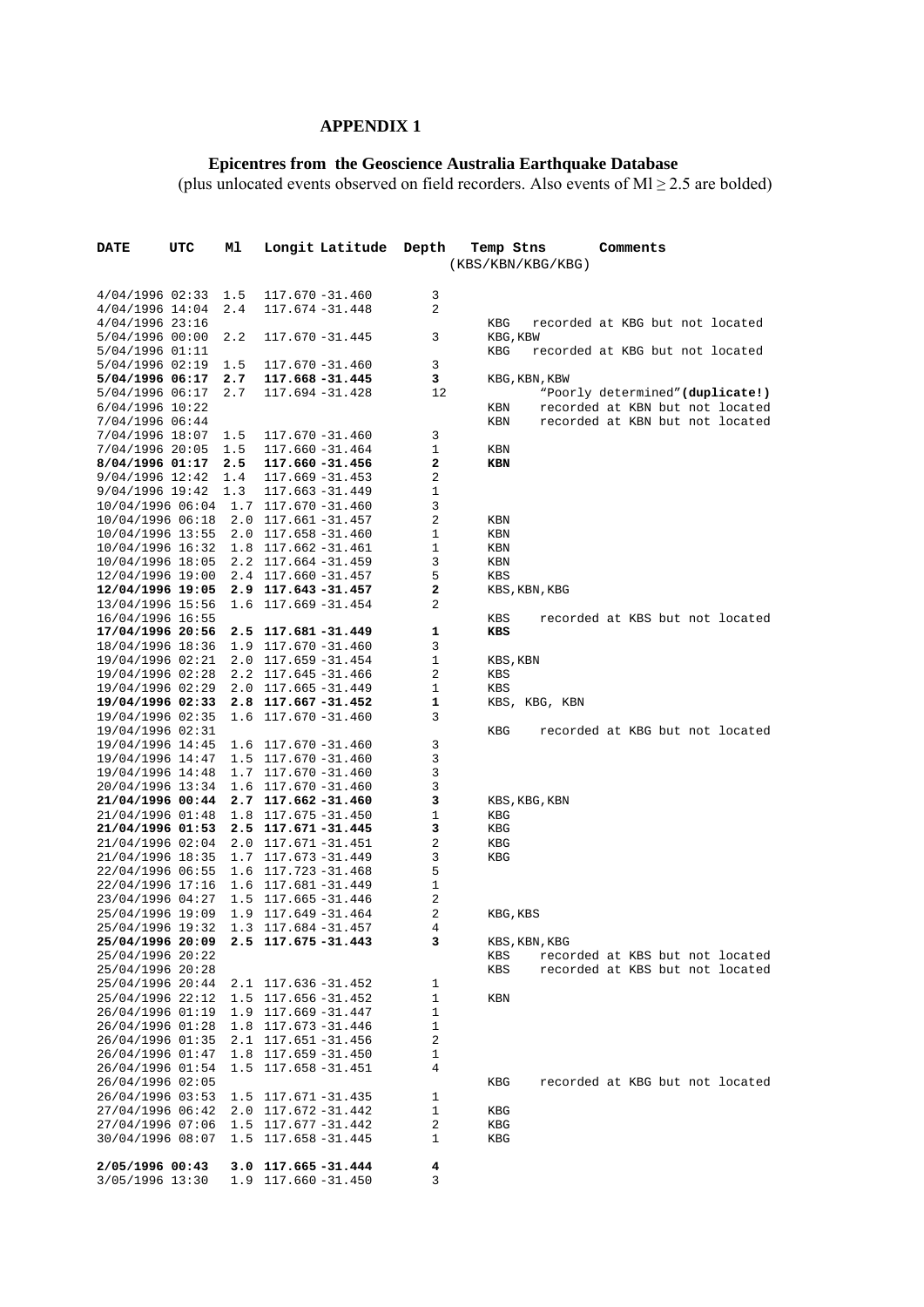# APPENDIX 1

## Epicentres from the Geoscience Australia Earthquake Database

(plus unlocated events observed on field recorders. Also events of Ml ≥ 2.5 are bolded)

| DATE | UTC | Ml | Longit | Latitude | Depth | Temp Stns (KBS/KBN/KBG/KBG) | Comments |
|---|---|---|---|---|---|---|---|
| 4/04/1996 | 02:33 | 1.5 | 117.670 | -31.460 | 3 | | |
| 4/04/1996 | 14:04 | 2.4 | 117.674 | -31.448 | 2 | | |
| 4/04/1996 | 23:16 | | | | | KBG | recorded at KBG but not located |
| 5/04/1996 | 00:00 | 2.2 | 117.670 | -31.445 | 3 | KBG,KBW | |
| 5/04/1996 | 01:11 | | | | | KBG | recorded at KBG but not located |
| 5/04/1996 | 02:19 | 1.5 | 117.670 | -31.460 | 3 | | |
| **5/04/1996** | **06:17** | **2.7** | **117.668** | **-31.445** | **3** | KBG,KBN,KBW | |
| 5/04/1996 | 06:17 | 2.7 | 117.694 | -31.428 | 12 | | "Poorly determined"**(duplicate!)** |
| 6/04/1996 | 10:22 | | | | | KBN | recorded at KBN but not located |
| 7/04/1996 | 06:44 | | | | | KBN | recorded at KBN but not located |
| 7/04/1996 | 18:07 | 1.5 | 117.670 | -31.460 | 3 | | |
| 7/04/1996 | 20:05 | 1.5 | 117.660 | -31.464 | 1 | KBN | |
| **8/04/1996** | **01:17** | **2.5** | **117.660** | **-31.456** | **2** | **KBN** | |
| 9/04/1996 | 12:42 | 1.4 | 117.669 | -31.453 | 2 | | |
| 9/04/1996 | 19:42 | 1.3 | 117.663 | -31.449 | 1 | | |
| 10/04/1996 | 06:04 | 1.7 | 117.670 | -31.460 | 3 | | |
| 10/04/1996 | 06:18 | 2.0 | 117.661 | -31.457 | 2 | KBN | |
| 10/04/1996 | 13:55 | 2.0 | 117.658 | -31.460 | 1 | KBN | |
| 10/04/1996 | 16:32 | 1.8 | 117.662 | -31.461 | 1 | KBN | |
| 10/04/1996 | 18:05 | 2.2 | 117.664 | -31.459 | 3 | KBN | |
| 12/04/1996 | 19:00 | 2.4 | 117.660 | -31.457 | 5 | KBS | |
| **12/04/1996** | **19:05** | **2.9** | **117.643** | **-31.457** | **2** | KBS,KBN,KBG | |
| 13/04/1996 | 15:56 | 1.6 | 117.669 | -31.454 | 2 | | |
| 16/04/1996 | 16:55 | | | | | KBS | recorded at KBS but not located |
| **17/04/1996** | **20:56** | **2.5** | **117.681** | **-31.449** | **1** | **KBS** | |
| 18/04/1996 | 18:36 | 1.9 | 117.670 | -31.460 | 3 | | |
| 19/04/1996 | 02:21 | 2.0 | 117.659 | -31.454 | 1 | KBS,KBN | |
| 19/04/1996 | 02:28 | 2.2 | 117.645 | -31.466 | 2 | KBS | |
| 19/04/1996 | 02:29 | 2.0 | 117.665 | -31.449 | 1 | KBS | |
| **19/04/1996** | **02:33** | **2.8** | **117.667** | **-31.452** | **1** | KBS, KBG, KBN | |
| 19/04/1996 | 02:35 | 1.6 | 117.670 | -31.460 | 3 | | |
| 19/04/1996 | 02:31 | | | | | KBG | recorded at KBG but not located |
| 19/04/1996 | 14:45 | 1.6 | 117.670 | -31.460 | 3 | | |
| 19/04/1996 | 14:47 | 1.5 | 117.670 | -31.460 | 3 | | |
| 19/04/1996 | 14:48 | 1.7 | 117.670 | -31.460 | 3 | | |
| 20/04/1996 | 13:34 | 1.6 | 117.670 | -31.460 | 3 | | |
| **21/04/1996** | **00:44** | **2.7** | **117.662** | **-31.460** | **3** | KBS,KBG,KBN | |
| 21/04/1996 | 01:48 | 1.8 | 117.675 | -31.450 | 1 | KBG | |
| **21/04/1996** | **01:53** | **2.5** | **117.671** | **-31.445** | **3** | KBG | |
| 21/04/1996 | 02:04 | 2.0 | 117.671 | -31.451 | 2 | KBG | |
| 21/04/1996 | 18:35 | 1.7 | 117.673 | -31.449 | 3 | KBG | |
| 22/04/1996 | 06:55 | 1.6 | 117.723 | -31.468 | 5 | | |
| 22/04/1996 | 17:16 | 1.6 | 117.681 | -31.449 | 1 | | |
| 23/04/1996 | 04:27 | 1.5 | 117.665 | -31.446 | 2 | | |
| 25/04/1996 | 19:09 | 1.9 | 117.649 | -31.464 | 2 | KBG,KBS | |
| 25/04/1996 | 19:32 | 1.3 | 117.684 | -31.457 | 4 | | |
| **25/04/1996** | **20:09** | **2.5** | **117.675** | **-31.443** | **3** | KBS,KBN,KBG | |
| 25/04/1996 | 20:22 | | | | | KBS | recorded at KBS but not located |
| 25/04/1996 | 20:28 | | | | | KBS | recorded at KBS but not located |
| 25/04/1996 | 20:44 | 2.1 | 117.636 | -31.452 | 1 | | |
| 25/04/1996 | 22:12 | 1.5 | 117.656 | -31.452 | 1 | KBN | |
| 26/04/1996 | 01:19 | 1.9 | 117.669 | -31.447 | 1 | | |
| 26/04/1996 | 01:28 | 1.8 | 117.673 | -31.446 | 1 | | |
| 26/04/1996 | 01:35 | 2.1 | 117.651 | -31.456 | 2 | | |
| 26/04/1996 | 01:47 | 1.8 | 117.659 | -31.450 | 1 | | |
| 26/04/1996 | 01:54 | 1.5 | 117.658 | -31.451 | 4 | | |
| 26/04/1996 | 02:05 | | | | | KBG | recorded at KBG but not located |
| 26/04/1996 | 03:53 | 1.5 | 117.671 | -31.435 | 1 | | |
| 27/04/1996 | 06:42 | 2.0 | 117.672 | -31.442 | 1 | KBG | |
| 27/04/1996 | 07:06 | 1.5 | 117.677 | -31.442 | 2 | KBG | |
| 30/04/1996 | 08:07 | 1.5 | 117.658 | -31.445 | 1 | KBG | |
| **2/05/1996** | **00:43** | **3.0** | **117.665** | **-31.444** | **4** | | |
| 3/05/1996 | 13:30 | 1.9 | 117.660 | -31.450 | 3 | | |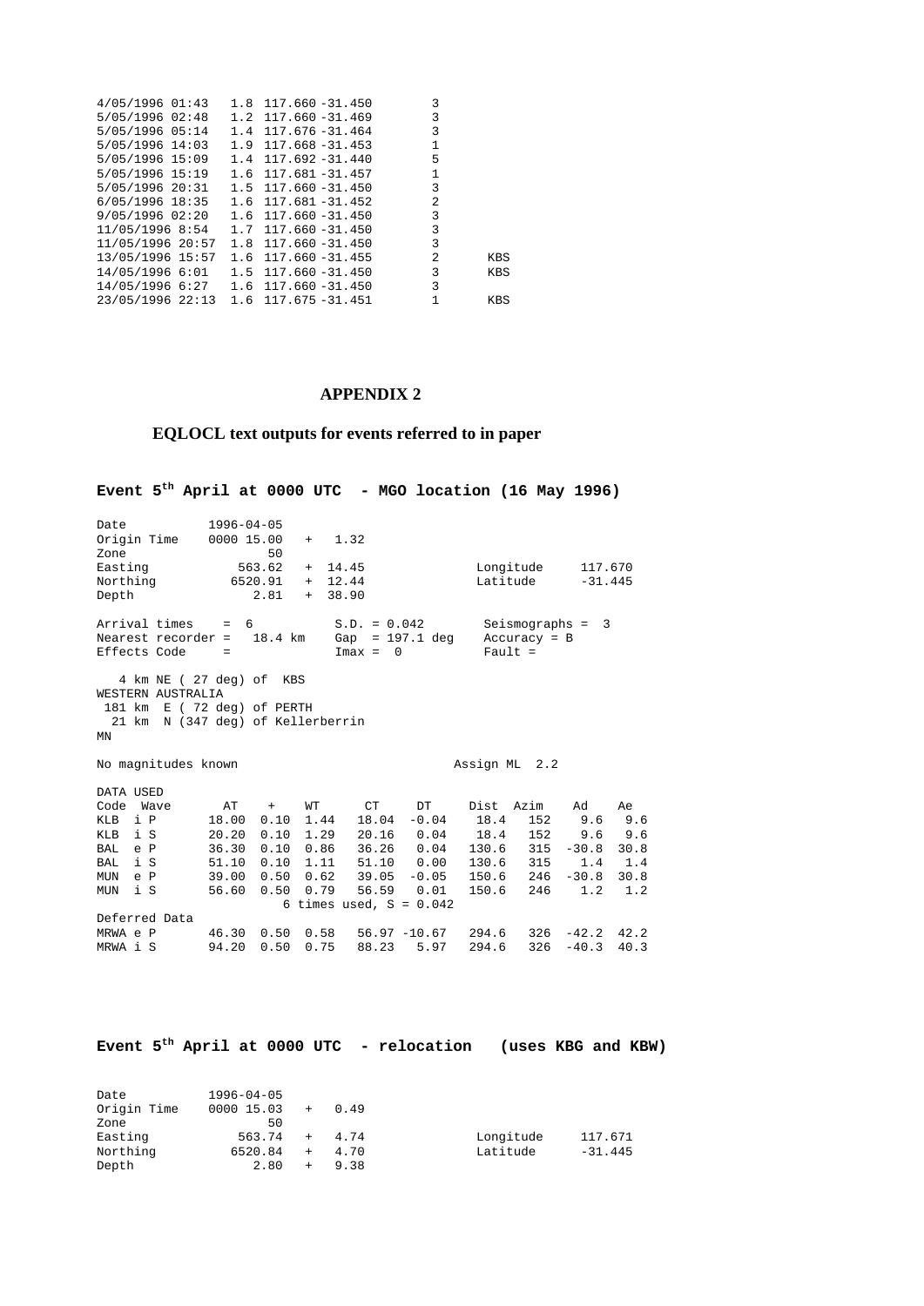```
4/05/1996 01:43   1.8 117.660 -31.450        3
5/05/1996 02:48   1.2 117.660 -31.469        3
5/05/1996 05:14   1.4 117.676 -31.464        3
5/05/1996 14:03   1.9 117.668 -31.453        1
5/05/1996 15:09   1.4 117.692 -31.440        5
5/05/1996 15:19   1.6 117.681 -31.457        1
5/05/1996 20:31   1.5 117.660 -31.450        3
6/05/1996 18:35   1.6 117.681 -31.452        2
9/05/1996 02:20   1.6 117.660 -31.450        3
11/05/1996 8:54   1.7 117.660 -31.450        3
11/05/1996 20:57  1.8 117.660 -31.450        3
13/05/1996 15:57  1.6 117.660 -31.455        2      KBS
14/05/1996 6:01   1.5 117.660 -31.450        3      KBS
14/05/1996 6:27   1.6 117.660 -31.450        3
23/05/1996 22:13  1.6 117.675 -31.451        1      KBS
```

# APPENDIX 2

## EQLOCL text outputs for events referred to in paper

### Event 5th April at 0000 UTC - MGO location (16 May 1996)

```
Date            1996-04-05
Origin Time     0000 15.00   +   1.32
Zone                   50
Easting            563.62   +  14.45                Longitude      117.670
Northing          6520.91   +  12.44                Latitude      -31.445
Depth                2.81   +  38.90

Arrival times    =  6              S.D. = 0.042        Seismographs =  3
Nearest recorder =   18.4 km       Gap  = 197.1 deg    Accuracy = B
Effects Code     =                 Imax =  0           Fault =

   4 km NE ( 27 deg) of  KBS
WESTERN AUSTRALIA
 181 km  E ( 72 deg) of PERTH
  21 km  N (347 deg) of Kellerberrin
MN

No magnitudes known                                 Assign ML  2.2

DATA USED
Code  Wave       AT     +     WT      CT      DT     Dist  Azim     Ad     Ae
KLB  i P       18.00  0.10  1.44   18.04   -0.04    18.4   152     9.6    9.6
KLB  i S       20.20  0.10  1.29   20.16    0.04    18.4   152     9.6    9.6
BAL  e P       36.30  0.10  0.86   36.26    0.04   130.6   315   -30.8   30.8
BAL  i S       51.10  0.10  1.11   51.10    0.00   130.6   315     1.4    1.4
MUN  e P       39.00  0.50  0.62   39.05   -0.05   150.6   246   -30.8   30.8
MUN  i S       56.60  0.50  0.79   56.59    0.01   150.6   246     1.2    1.2
                           6 times used, S = 0.042
Deferred Data
MRWA e P       46.30  0.50  0.58   56.97  -10.67   294.6   326   -42.2   42.2
MRWA i S       94.20  0.50  0.75   88.23    5.97   294.6   326   -40.3   40.3
```

### Event 5th April at 0000 UTC - relocation (uses KBG and KBW)

```
Date            1996-04-05
Origin Time     0000 15.03   +   0.49
Zone                   50
Easting            563.74   +   4.74                Longitude      117.671
Northing          6520.84   +   4.70                Latitude      -31.445
Depth                2.80   +   9.38
```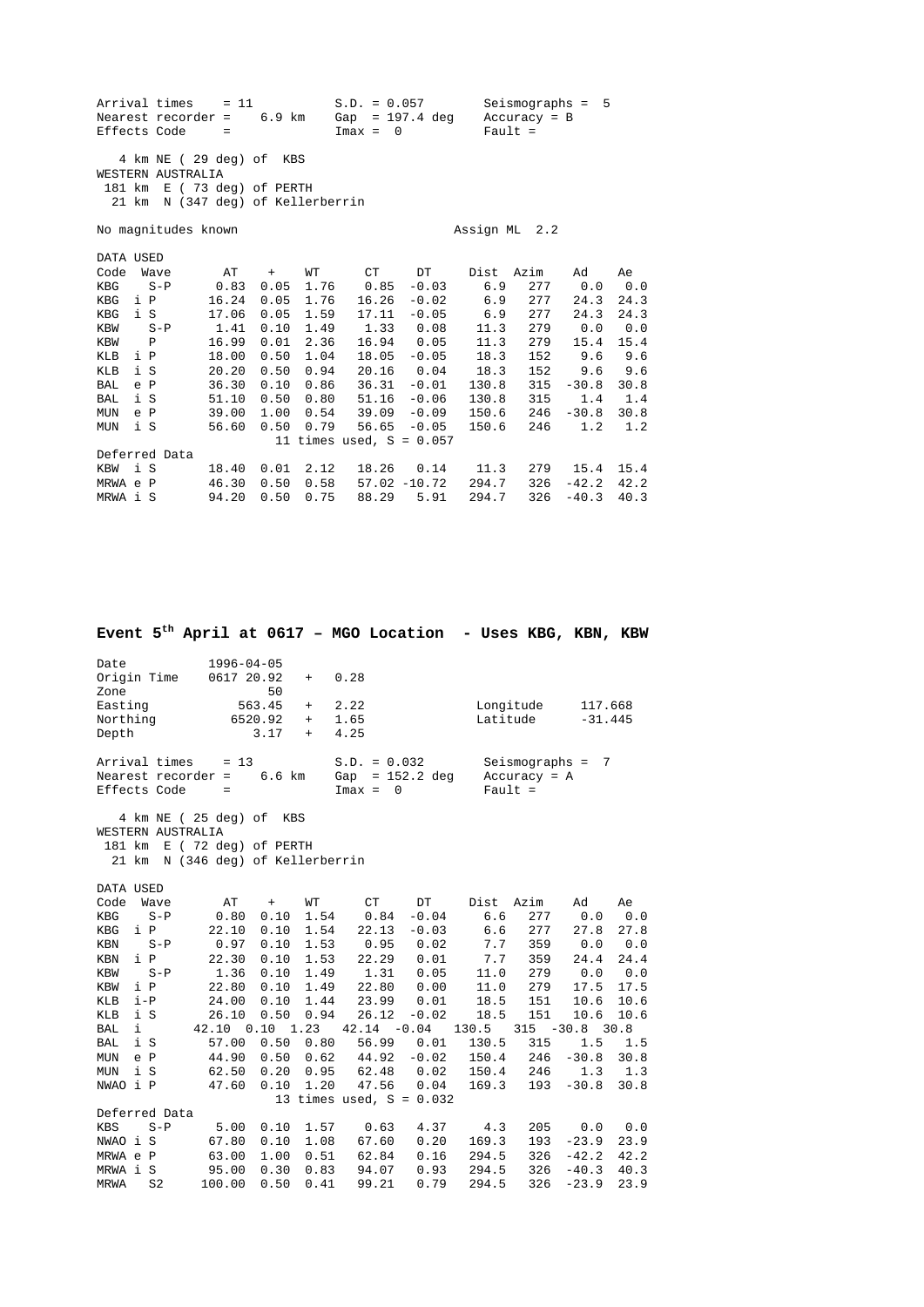```
Arrival times     = 11           S.D. = 0.057        Seismographs =  5
Nearest recorder =    6.9 km     Gap  = 197.4 deg    Accuracy = B
Effects Code     =               Imax =  0           Fault =

   4 km NE ( 29 deg) of  KBS
WESTERN AUSTRALIA
 181 km  E ( 73 deg) of PERTH
  21 km  N (347 deg) of Kellerberrin

No magnitudes known                                Assign ML  2.2

DATA USED
Code  Wave       AT     +     WT       CT      DT      Dist  Azim     Ad     Ae
KBG    S-P      0.83  0.05  1.76     0.85   -0.03      6.9   277     0.0    0.0
KBG  i P       16.24  0.05  1.76    16.26   -0.02      6.9   277    24.3   24.3
KBG  i S       17.06  0.05  1.59    17.11   -0.05      6.9   277    24.3   24.3
KBW    S-P      1.41  0.10  1.49     1.33    0.08     11.3   279     0.0    0.0
KBW    P       16.99  0.01  2.36    16.94    0.05     11.3   279    15.4   15.4
KLB  i P       18.00  0.50  1.04    18.05   -0.05     18.3   152     9.6    9.6
KLB  i S       20.20  0.50  0.94    20.16    0.04     18.3   152     9.6    9.6
BAL  e P       36.30  0.10  0.86    36.31   -0.01    130.8   315   -30.8   30.8
BAL  i S       51.10  0.50  0.80    51.16   -0.06    130.8   315     1.4    1.4
MUN  e P       39.00  1.00  0.54    39.09   -0.09    150.6   246   -30.8   30.8
MUN  i S       56.60  0.50  0.79    56.65   -0.05    150.6   246     1.2    1.2
                           11 times used, S = 0.057
Deferred Data
KBW  i S       18.40  0.01  2.12    18.26    0.14     11.3   279    15.4   15.4
MRWA e P       46.30  0.50  0.58    57.02  -10.72    294.7   326   -42.2   42.2
MRWA i S       94.20  0.50  0.75    88.29    5.91    294.7   326   -40.3   40.3
```

**Event 5th April at 0617 – MGO Location  - Uses KBG, KBN, KBW**

```
Date            1996-04-05
Origin Time     0617 20.92    +    0.28
Zone                    50
Easting             563.45    +    2.22                  Longitude      117.668
Northing           6520.92    +    1.65                  Latitude       -31.445
Depth                 3.17    +    4.25

Arrival times     = 13           S.D. = 0.032        Seismographs =  7
Nearest recorder =    6.6 km     Gap  = 152.2 deg    Accuracy = A
Effects Code     =               Imax =  0           Fault =

   4 km NE ( 25 deg) of  KBS
WESTERN AUSTRALIA
 181 km  E ( 72 deg) of PERTH
  21 km  N (346 deg) of Kellerberrin

DATA USED
Code  Wave       AT     +     WT       CT      DT      Dist  Azim     Ad     Ae
KBG    S-P      0.80  0.10  1.54     0.84   -0.04      6.6   277     0.0    0.0
KBG  i P       22.10  0.10  1.54    22.13   -0.03      6.6   277    27.8   27.8
KBN    S-P      0.97  0.10  1.53     0.95    0.02      7.7   359     0.0    0.0
KBN  i P       22.30  0.10  1.53    22.29    0.01      7.7   359    24.4   24.4
KBW    S-P      1.36  0.10  1.49     1.31    0.05     11.0   279     0.0    0.0
KBW  i P       22.80  0.10  1.49    22.80    0.00     11.0   279    17.5   17.5
KLB  i-P       24.00  0.10  1.44    23.99    0.01     18.5   151    10.6   10.6
KLB  i S       26.10  0.50  0.94    26.12   -0.02     18.5   151    10.6   10.6
BAL  i         42.10  0.10  1.23    42.14   -0.04    130.5   315   -30.8   30.8
BAL  i S       57.00  0.50  0.80    56.99    0.01    130.5   315     1.5    1.5
MUN  e P       44.90  0.50  0.62    44.92   -0.02    150.4   246   -30.8   30.8
MUN  i S       62.50  0.20  0.95    62.48    0.02    150.4   246     1.3    1.3
NWAO i P       47.60  0.10  1.20    47.56    0.04    169.3   193   -30.8   30.8
                           13 times used, S = 0.032
Deferred Data
KBS    S-P      5.00  0.10  1.57     0.63    4.37      4.3   205     0.0    0.0
NWAO i S       67.80  0.10  1.08    67.60    0.20    169.3   193   -23.9   23.9
MRWA e P       63.00  1.00  0.51    62.84    0.16    294.5   326   -42.2   42.2
MRWA i S       95.00  0.30  0.83    94.07    0.93    294.5   326   -40.3   40.3
MRWA   S2     100.00  0.50  0.41    99.21    0.79    294.5   326   -23.9   23.9
```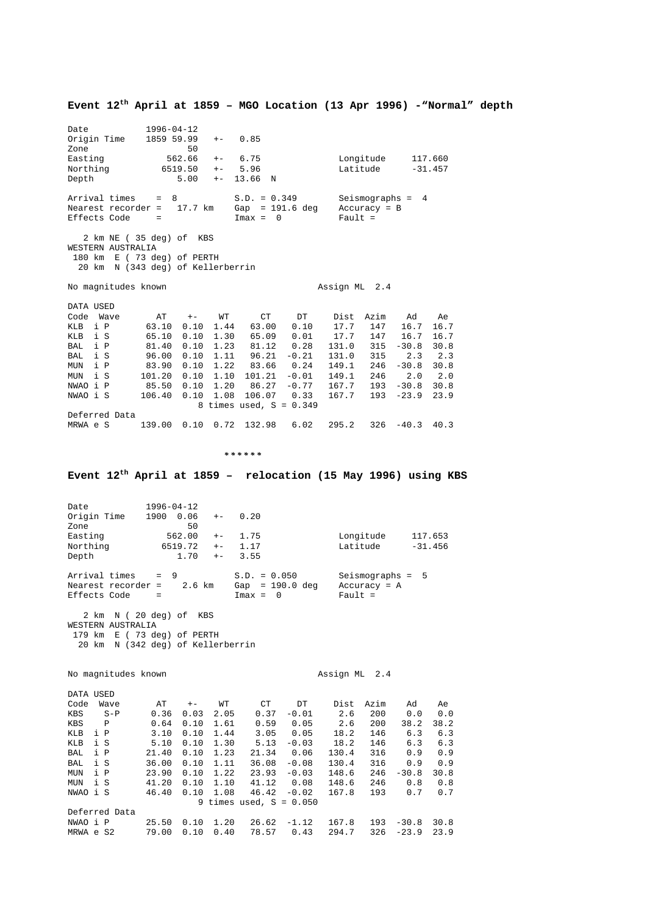**Event 12th April at 1859 – MGO Location (13 Apr 1996) -"Normal" depth**

```
Date           1996-04-12
Origin Time    1859 59.99   +-    0.85
Zone                  50
Easting           562.66   +-   6.75                Longitude     117.660
Northing         6519.50   +-   5.96                Latitude      -31.457
Depth               5.00   +-  13.66  N

Arrival times    =  8              S.D. = 0.349        Seismographs =  4
Nearest recorder =   17.7 km       Gap  = 191.6 deg    Accuracy = B
Effects Code     =                 Imax =  0           Fault =

   2 km NE ( 35 deg) of  KBS
WESTERN AUSTRALIA
 180 km  E ( 73 deg) of PERTH
  20 km  N (343 deg) of Kellerberrin

No magnitudes known                                Assign ML  2.4

DATA USED
Code  Wave      AT    +-    WT      CT      DT     Dist  Azim    Ad    Ae
KLB  i P      63.10  0.10  1.44   63.00   0.10    17.7   147   16.7  16.7
KLB  i S      65.10  0.10  1.30   65.09   0.01    17.7   147   16.7  16.7
BAL  i P      81.40  0.10  1.23   81.12   0.28   131.0   315  -30.8  30.8
BAL  i S      96.00  0.10  1.11   96.21  -0.21   131.0   315    2.3   2.3
MUN  i P      83.90  0.10  1.22   83.66   0.24   149.1   246  -30.8  30.8
MUN  i S     101.20  0.10  1.10  101.21  -0.01   149.1   246    2.0   2.0
NWAO i P      85.50  0.10  1.20   86.27  -0.77   167.7   193  -30.8  30.8
NWAO i S     106.40  0.10  1.08  106.07   0.33   167.7   193  -23.9  23.9
                         8 times used, S = 0.349
Deferred Data
MRWA e S     139.00  0.10  0.72  132.98   6.02   295.2   326  -40.3  40.3
```

******

**Event 12th April at 1859 – relocation (15 May 1996) using KBS**

```
Date           1996-04-12
Origin Time    1900  0.06   +-    0.20
Zone                  50
Easting           562.00   +-   1.75                Longitude     117.653
Northing         6519.72   +-   1.17                Latitude      -31.456
Depth               1.70   +-   3.55

Arrival times    =  9              S.D. = 0.050        Seismographs =  5
Nearest recorder =    2.6 km       Gap  = 190.0 deg    Accuracy = A
Effects Code     =                 Imax =  0           Fault =

   2 km  N ( 20 deg) of  KBS
WESTERN AUSTRALIA
 179 km  E ( 73 deg) of PERTH
  20 km  N (342 deg) of Kellerberrin

No magnitudes known                                Assign ML  2.4

DATA USED
Code  Wave      AT    +-    WT      CT      DT     Dist  Azim    Ad    Ae
KBS    S-P     0.36  0.03  2.05    0.37  -0.01     2.6   200    0.0   0.0
KBS    P       0.64  0.10  1.61    0.59   0.05     2.6   200   38.2  38.2
KLB  i P       3.10  0.10  1.44    3.05   0.05    18.2   146    6.3   6.3
KLB  i S       5.10  0.10  1.30    5.13  -0.03    18.2   146    6.3   6.3
BAL  i P      21.40  0.10  1.23   21.34   0.06   130.4   316    0.9   0.9
BAL  i S      36.00  0.10  1.11   36.08  -0.08   130.4   316    0.9   0.9
MUN  i P      23.90  0.10  1.22   23.93  -0.03   148.6   246  -30.8  30.8
MUN  i S      41.20  0.10  1.10   41.12   0.08   148.6   246    0.8   0.8
NWAO i S      46.40  0.10  1.08   46.42  -0.02   167.8   193    0.7   0.7
                         9 times used, S = 0.050
Deferred Data
NWAO i P      25.50  0.10  1.20   26.62  -1.12   167.8   193  -30.8  30.8
MRWA e S2     79.00  0.10  0.40   78.57   0.43   294.7   326  -23.9  23.9
```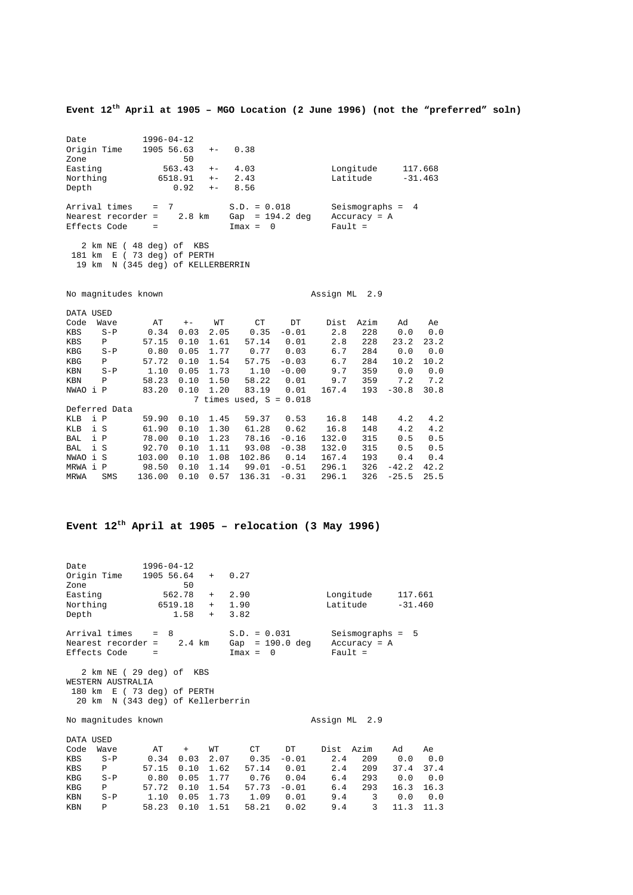**Event 12th April at 1905 – MGO Location (2 June 1996) (not the "preferred" soln)**

```
Date            1996-04-12
Origin Time     1905 56.63   +-   0.38
Zone                    50
Easting             563.43   +-   4.03              Longitude     117.668
Northing           6518.91   +-   2.43              Latitude      -31.463
Depth                 0.92   +-   8.56

Arrival times    =  7             S.D. = 0.018        Seismographs =  4
Nearest recorder =    2.8 km      Gap  = 194.2 deg    Accuracy = A
Effects Code     =                Imax =  0           Fault =

   2 km NE ( 48 deg) of  KBS
 181 km  E ( 73 deg) of PERTH
  19 km  N (345 deg) of KELLERBERRIN


No magnitudes known                                 Assign ML  2.9

DATA USED
Code  Wave        AT    +-    WT       CT      DT      Dist  Azim     Ad     Ae
KBS    S-P      0.34  0.03  2.05     0.35   -0.01      2.8   228     0.0    0.0
KBS    P       57.15  0.10  1.61    57.14    0.01      2.8   228    23.2   23.2
KBG    S-P      0.80  0.05  1.77     0.77    0.03      6.7   284     0.0    0.0
KBG    P       57.72  0.10  1.54    57.75   -0.03      6.7   284    10.2   10.2
KBN    S-P      1.10  0.05  1.73     1.10   -0.00      9.7   359     0.0    0.0
KBN    P       58.23  0.10  1.50    58.22    0.01      9.7   359     7.2    7.2
NWAO i P       83.20  0.10  1.20    83.19    0.01    167.4   193   -30.8   30.8
                           7 times used, S = 0.018
Deferred Data
KLB   i P      59.90  0.10  1.45    59.37    0.53     16.8   148     4.2    4.2
KLB   i S      61.90  0.10  1.30    61.28    0.62     16.8   148     4.2    4.2
BAL   i P      78.00  0.10  1.23    78.16   -0.16    132.0   315     0.5    0.5
BAL   i S      92.70  0.10  1.11    93.08   -0.38    132.0   315     0.5    0.5
NWAO i S      103.00  0.10  1.08   102.86    0.14    167.4   193     0.4    0.4
MRWA i P       98.50  0.10  1.14    99.01   -0.51    296.1   326   -42.2   42.2
MRWA   SMS    136.00  0.10  0.57   136.31   -0.31    296.1   326   -25.5   25.5
```

**Event 12th April at 1905 – relocation (3 May 1996)**

```
Date            1996-04-12
Origin Time     1905 56.64   +    0.27
Zone                    50
Easting             562.78   +    2.90              Longitude     117.661
Northing           6519.18   +    1.90              Latitude      -31.460
Depth                 1.58   +    3.82

Arrival times    =  8             S.D. = 0.031        Seismographs =  5
Nearest recorder =    2.4 km      Gap  = 190.0 deg    Accuracy = A
Effects Code     =                Imax =  0           Fault =

   2 km NE ( 29 deg) of  KBS
WESTERN AUSTRALIA
 180 km  E ( 73 deg) of PERTH
  20 km  N (343 deg) of Kellerberrin

No magnitudes known                                 Assign ML  2.9

DATA USED
Code  Wave        AT    +     WT       CT      DT      Dist  Azim     Ad     Ae
KBS    S-P      0.34  0.03  2.07     0.35   -0.01      2.4   209     0.0    0.0
KBS    P       57.15  0.10  1.62    57.14    0.01      2.4   209    37.4   37.4
KBG    S-P      0.80  0.05  1.77     0.76    0.04      6.4   293     0.0    0.0
KBG    P       57.72  0.10  1.54    57.73   -0.01      6.4   293    16.3   16.3
KBN    S-P      1.10  0.05  1.73     1.09    0.01      9.4     3     0.0    0.0
KBN    P       58.23  0.10  1.51    58.21    0.02      9.4     3    11.3   11.3
```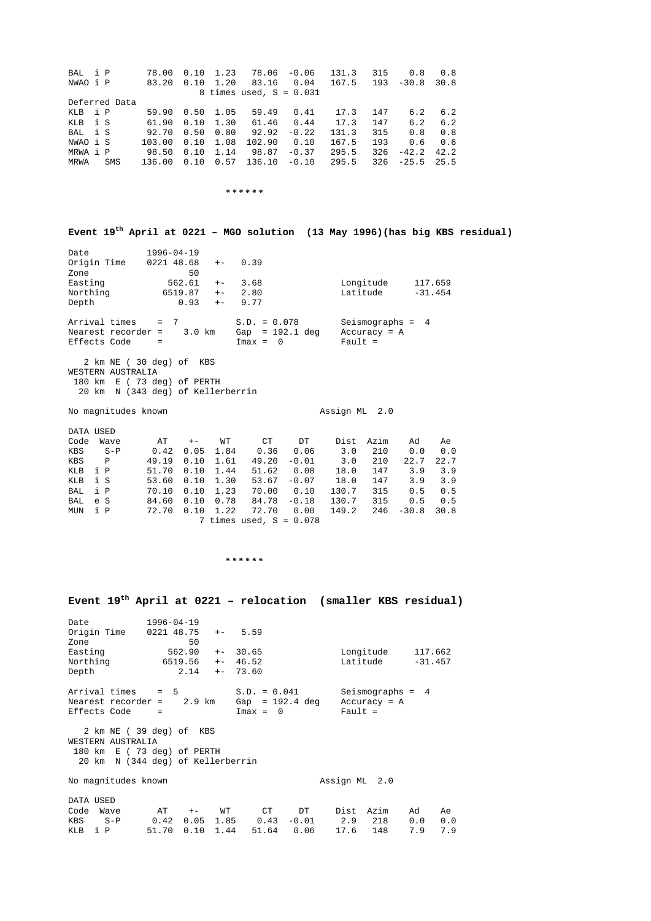| | | | | | | | | | |
|---|---|---|---|---|---|---|---|---|---|
| BAL i P | 78.00 | 0.10 | 1.23 | 78.06 | -0.06 | 131.3 | 315 | 0.8 | 0.8 |
| NWAO i P | 83.20 | 0.10 | 1.20 | 83.16 | 0.04 | 167.5 | 193 | -30.8 | 30.8 |

8 times used, S = 0.031

Deferred Data

| | | | | | | | | | |
|---|---|---|---|---|---|---|---|---|---|
| KLB i P | 59.90 | 0.50 | 1.05 | 59.49 | 0.41 | 17.3 | 147 | 6.2 | 6.2 |
| KLB i S | 61.90 | 0.10 | 1.30 | 61.46 | 0.44 | 17.3 | 147 | 6.2 | 6.2 |
| BAL i S | 92.70 | 0.50 | 0.80 | 92.92 | -0.22 | 131.3 | 315 | 0.8 | 0.8 |
| NWAO i S | 103.00 | 0.10 | 1.08 | 102.90 | 0.10 | 167.5 | 193 | 0.6 | 0.6 |
| MRWA i P | 98.50 | 0.10 | 1.14 | 98.87 | -0.37 | 295.5 | 326 | -42.2 | 42.2 |
| MRWA SMS | 136.00 | 0.10 | 0.57 | 136.10 | -0.10 | 295.5 | 326 | -25.5 | 25.5 |

******

## Event 19th April at 0221 – MGO solution (13 May 1996)(has big KBS residual)

```
Date            1996-04-19
Origin Time     0221 48.68   +-   0.39
Zone                  50
Easting            562.61   +-   3.68              Longitude      117.659
Northing          6519.87   +-   2.80              Latitude       -31.454
Depth                0.93   +-   9.77

Arrival times    =  7            S.D. = 0.078       Seismographs =  4
Nearest recorder =    3.0 km     Gap  = 192.1 deg   Accuracy = A
Effects Code     =               Imax =  0          Fault =

   2 km NE ( 30 deg) of  KBS
WESTERN AUSTRALIA
 180 km  E ( 73 deg) of PERTH
  20 km  N (343 deg) of Kellerberrin

No magnitudes known                             Assign ML  2.0
```

DATA USED

| Code | Wave | AT | +- | WT | CT | DT | Dist | Azim | Ad | Ae |
|---|---|---|---|---|---|---|---|---|---|---|
| KBS | S-P | 0.42 | 0.05 | 1.84 | 0.36 | 0.06 | 3.0 | 210 | 0.0 | 0.0 |
| KBS | P | 49.19 | 0.10 | 1.61 | 49.20 | -0.01 | 3.0 | 210 | 22.7 | 22.7 |
| KLB | i P | 51.70 | 0.10 | 1.44 | 51.62 | 0.08 | 18.0 | 147 | 3.9 | 3.9 |
| KLB | i S | 53.60 | 0.10 | 1.30 | 53.67 | -0.07 | 18.0 | 147 | 3.9 | 3.9 |
| BAL | i P | 70.10 | 0.10 | 1.23 | 70.00 | 0.10 | 130.7 | 315 | 0.5 | 0.5 |
| BAL | e S | 84.60 | 0.10 | 0.78 | 84.78 | -0.18 | 130.7 | 315 | 0.5 | 0.5 |
| MUN | i P | 72.70 | 0.10 | 1.22 | 72.70 | 0.00 | 149.2 | 246 | -30.8 | 30.8 |

7 times used, S = 0.078

******

## Event 19th April at 0221 – relocation (smaller KBS residual)

```
Date            1996-04-19
Origin Time     0221 48.75   +-   5.59
Zone                  50
Easting            562.90   +-  30.65              Longitude      117.662
Northing          6519.56   +-  46.52              Latitude       -31.457
Depth                2.14   +-  73.60

Arrival times    =  5            S.D. = 0.041       Seismographs =  4
Nearest recorder =    2.9 km     Gap  = 192.4 deg   Accuracy = A
Effects Code     =               Imax =  0          Fault =

   2 km NE ( 39 deg) of  KBS
WESTERN AUSTRALIA
 180 km  E ( 73 deg) of PERTH
  20 km  N (344 deg) of Kellerberrin

No magnitudes known                             Assign ML  2.0
```

DATA USED

| Code | Wave | AT | +- | WT | CT | DT | Dist | Azim | Ad | Ae |
|---|---|---|---|---|---|---|---|---|---|---|
| KBS | S-P | 0.42 | 0.05 | 1.85 | 0.43 | -0.01 | 2.9 | 218 | 0.0 | 0.0 |
| KLB | i P | 51.70 | 0.10 | 1.44 | 51.64 | 0.06 | 17.6 | 148 | 7.9 | 7.9 |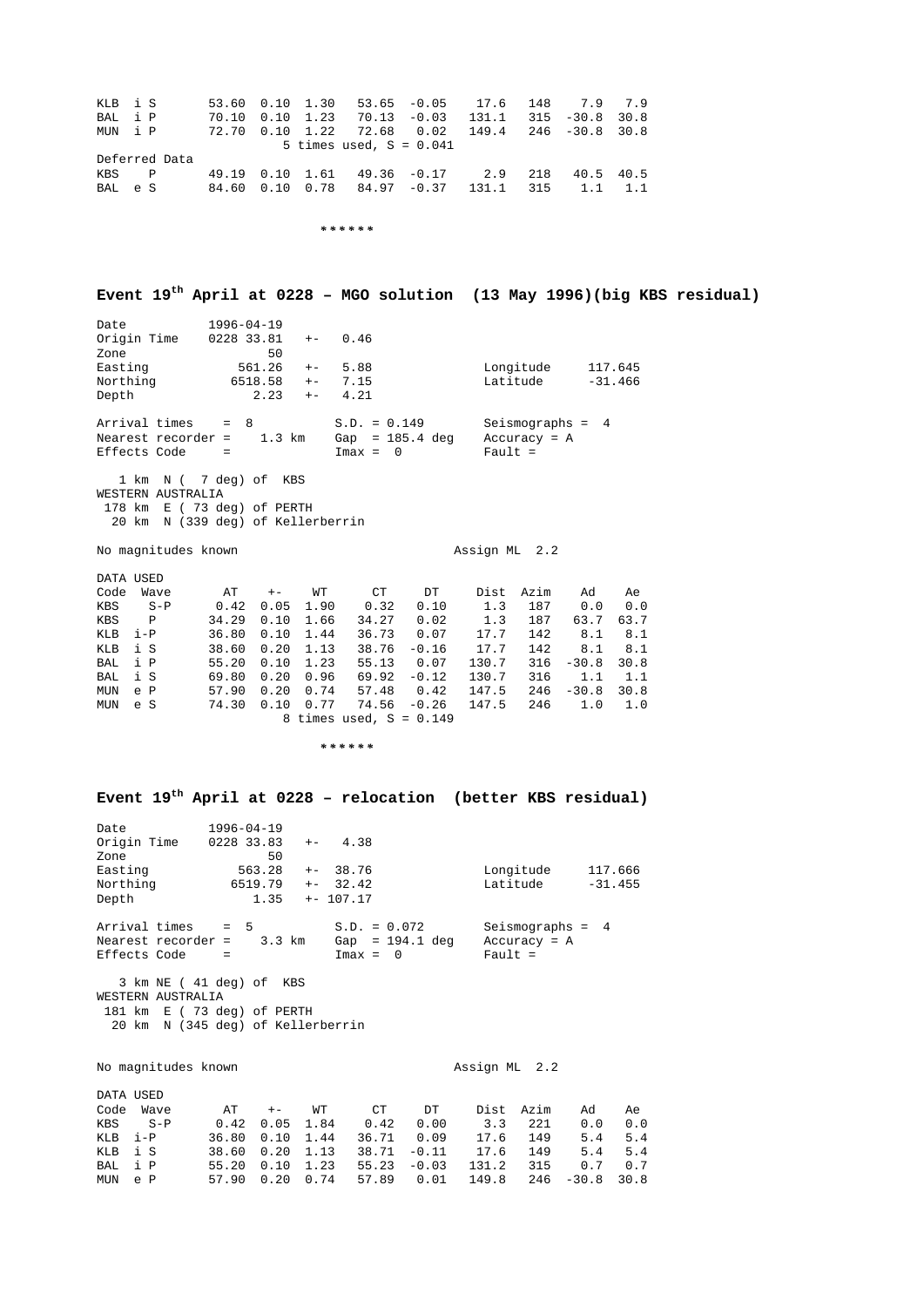| Code | Wave | AT | +- | WT | CT | DT | Dist | Azim | Ad | Ae |
|---|---|---|---|---|---|---|---|---|---|---|
| KLB | i S | 53.60 | 0.10 | 1.30 | 53.65 | -0.05 | 17.6 | 148 | 7.9 | 7.9 |
| BAL | i P | 70.10 | 0.10 | 1.23 | 70.13 | -0.03 | 131.1 | 315 | -30.8 | 30.8 |
| MUN | i P | 72.70 | 0.10 | 1.22 | 72.68 | 0.02 | 149.4 | 246 | -30.8 | 30.8 |

5 times used, S = 0.041

Deferred Data

| Code | Wave | AT | +- | WT | CT | DT | Dist | Azim | Ad | Ae |
|---|---|---|---|---|---|---|---|---|---|---|
| KBS | P | 49.19 | 0.10 | 1.61 | 49.36 | -0.17 | 2.9 | 218 | 40.5 | 40.5 |
| BAL | e S | 84.60 | 0.10 | 0.78 | 84.97 | -0.37 | 131.1 | 315 | 1.1 | 1.1 |

******

## Event 19th April at 0228 – MGO solution (13 May 1996)(big KBS residual)

```
Date            1996-04-19
Origin Time     0228 33.81   +-   0.46
Zone                  50
Easting           561.26   +-   5.88              Longitude     117.645
Northing         6518.58   +-   7.15              Latitude      -31.466
Depth               2.23   +-   4.21

Arrival times    =  8             S.D. = 0.149        Seismographs =  4
Nearest recorder =     1.3 km     Gap  = 185.4 deg    Accuracy = A
Effects Code     =                Imax =  0           Fault =

   1 km  N (  7 deg) of  KBS
WESTERN AUSTRALIA
 178 km  E ( 73 deg) of PERTH
  20 km  N (339 deg) of Kellerberrin

No magnitudes known                              Assign ML  2.2
```

DATA USED

| Code | Wave | AT | +- | WT | CT | DT | Dist | Azim | Ad | Ae |
|---|---|---|---|---|---|---|---|---|---|---|
| KBS | S-P | 0.42 | 0.05 | 1.90 | 0.32 | 0.10 | 1.3 | 187 | 0.0 | 0.0 |
| KBS | P | 34.29 | 0.10 | 1.66 | 34.27 | 0.02 | 1.3 | 187 | 63.7 | 63.7 |
| KLB | i-P | 36.80 | 0.10 | 1.44 | 36.73 | 0.07 | 17.7 | 142 | 8.1 | 8.1 |
| KLB | i S | 38.60 | 0.20 | 1.13 | 38.76 | -0.16 | 17.7 | 142 | 8.1 | 8.1 |
| BAL | i P | 55.20 | 0.10 | 1.23 | 55.13 | 0.07 | 130.7 | 316 | -30.8 | 30.8 |
| BAL | i S | 69.80 | 0.20 | 0.96 | 69.92 | -0.12 | 130.7 | 316 | 1.1 | 1.1 |
| MUN | e P | 57.90 | 0.20 | 0.74 | 57.48 | 0.42 | 147.5 | 246 | -30.8 | 30.8 |
| MUN | e S | 74.30 | 0.10 | 0.77 | 74.56 | -0.26 | 147.5 | 246 | 1.0 | 1.0 |

8 times used, S = 0.149

******

## Event 19th April at 0228 – relocation (better KBS residual)

```
Date            1996-04-19
Origin Time     0228 33.83   +-   4.38
Zone                  50
Easting           563.28   +-  38.76              Longitude     117.666
Northing         6519.79   +-  32.42              Latitude      -31.455
Depth               1.35   +- 107.17

Arrival times    =  5             S.D. = 0.072        Seismographs =  4
Nearest recorder =     3.3 km     Gap  = 194.1 deg    Accuracy = A
Effects Code     =                Imax =  0           Fault =

   3 km NE ( 41 deg) of  KBS
WESTERN AUSTRALIA
 181 km  E ( 73 deg) of PERTH
  20 km  N (345 deg) of Kellerberrin

No magnitudes known                              Assign ML  2.2
```

DATA USED

| Code | Wave | AT | +- | WT | CT | DT | Dist | Azim | Ad | Ae |
|---|---|---|---|---|---|---|---|---|---|---|
| KBS | S-P | 0.42 | 0.05 | 1.84 | 0.42 | 0.00 | 3.3 | 221 | 0.0 | 0.0 |
| KLB | i-P | 36.80 | 0.10 | 1.44 | 36.71 | 0.09 | 17.6 | 149 | 5.4 | 5.4 |
| KLB | i S | 38.60 | 0.20 | 1.13 | 38.71 | -0.11 | 17.6 | 149 | 5.4 | 5.4 |
| BAL | i P | 55.20 | 0.10 | 1.23 | 55.23 | -0.03 | 131.2 | 315 | 0.7 | 0.7 |
| MUN | e P | 57.90 | 0.20 | 0.74 | 57.89 | 0.01 | 149.8 | 246 | -30.8 | 30.8 |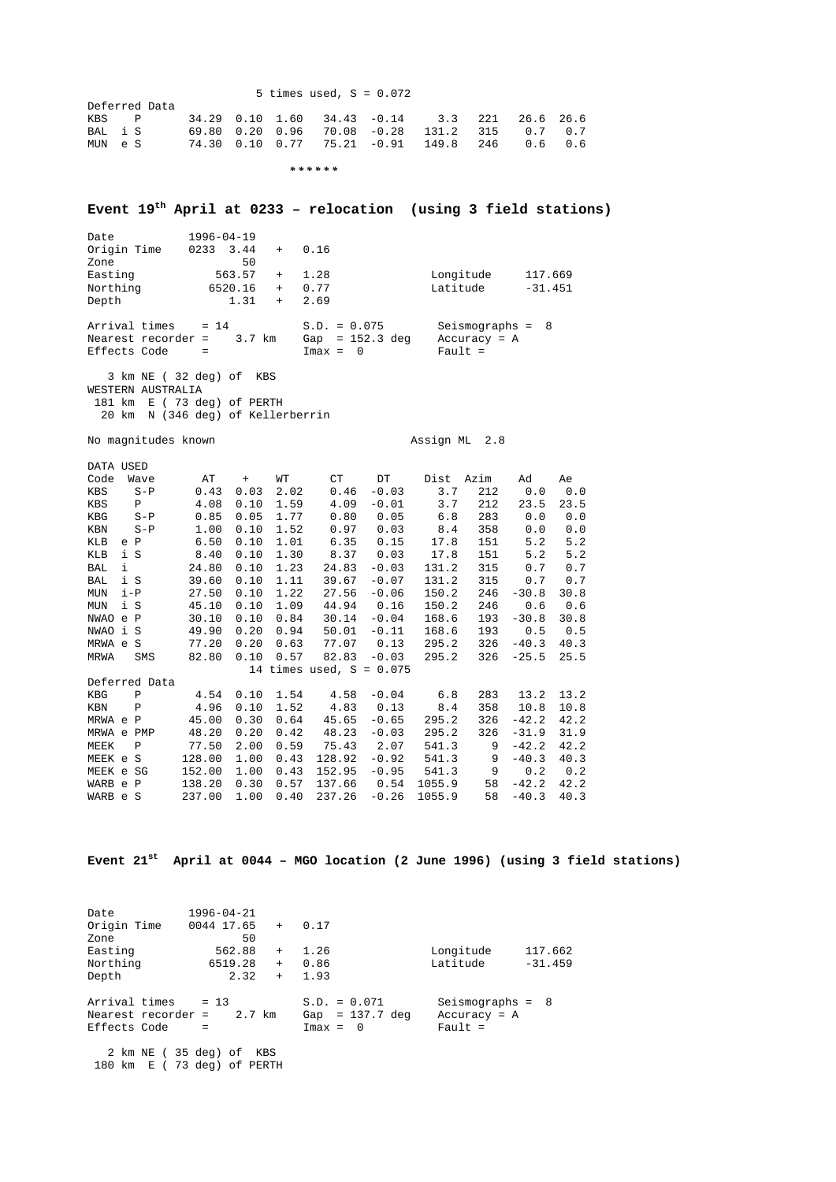5 times used, S = 0.072

Deferred Data

| Code | Wave | AT | + | WT | CT | DT | Dist | Azim | Ad | Ae |
|---|---|---|---|---|---|---|---|---|---|---|
| KBS | P | 34.29 | 0.10 | 1.60 | 34.43 | -0.14 | 3.3 | 221 | 26.6 | 26.6 |
| BAL | i S | 69.80 | 0.20 | 0.96 | 70.08 | -0.28 | 131.2 | 315 | 0.7 | 0.7 |
| MUN | e S | 74.30 | 0.10 | 0.77 | 75.21 | -0.91 | 149.8 | 246 | 0.6 | 0.6 |

\*\*\*\*\*\*

## Event 19th April at 0233 – relocation (using 3 field stations)

```
Date            1996-04-19
Origin Time     0233  3.44   +   0.16
Zone                 50
Easting            563.57   +   1.28              Longitude     117.669
Northing          6520.16   +   0.77              Latitude      -31.451
Depth                1.31   +   2.69

Arrival times     = 14            S.D. = 0.075       Seismographs =  8
Nearest recorder =    3.7 km      Gap  = 152.3 deg   Accuracy = A
Effects Code      =               Imax =  0          Fault =

   3 km NE ( 32 deg) of  KBS
WESTERN AUSTRALIA
 181 km  E ( 73 deg) of PERTH
  20 km  N (346 deg) of Kellerberrin

No magnitudes known                                Assign ML  2.8
```

DATA USED

| Code | Wave | AT | + | WT | CT | DT | Dist | Azim | Ad | Ae |
|---|---|---|---|---|---|---|---|---|---|---|
| KBS | S-P | 0.43 | 0.03 | 2.02 | 0.46 | -0.03 | 3.7 | 212 | 0.0 | 0.0 |
| KBS | P | 4.08 | 0.10 | 1.59 | 4.09 | -0.01 | 3.7 | 212 | 23.5 | 23.5 |
| KBG | S-P | 0.85 | 0.05 | 1.77 | 0.80 | 0.05 | 6.8 | 283 | 0.0 | 0.0 |
| KBN | S-P | 1.00 | 0.10 | 1.52 | 0.97 | 0.03 | 8.4 | 358 | 0.0 | 0.0 |
| KLB | e P | 6.50 | 0.10 | 1.01 | 6.35 | 0.15 | 17.8 | 151 | 5.2 | 5.2 |
| KLB | i S | 8.40 | 0.10 | 1.30 | 8.37 | 0.03 | 17.8 | 151 | 5.2 | 5.2 |
| BAL | i | 24.80 | 0.10 | 1.23 | 24.83 | -0.03 | 131.2 | 315 | 0.7 | 0.7 |
| BAL | i S | 39.60 | 0.10 | 1.11 | 39.67 | -0.07 | 131.2 | 315 | 0.7 | 0.7 |
| MUN | i-P | 27.50 | 0.10 | 1.22 | 27.56 | -0.06 | 150.2 | 246 | -30.8 | 30.8 |
| MUN | i S | 45.10 | 0.10 | 1.09 | 44.94 | 0.16 | 150.2 | 246 | 0.6 | 0.6 |
| NWAO | e P | 30.10 | 0.10 | 0.84 | 30.14 | -0.04 | 168.6 | 193 | -30.8 | 30.8 |
| NWAO | i S | 49.90 | 0.20 | 0.94 | 50.01 | -0.11 | 168.6 | 193 | 0.5 | 0.5 |
| MRWA | e S | 77.20 | 0.20 | 0.63 | 77.07 | 0.13 | 295.2 | 326 | -40.3 | 40.3 |
| MRWA | SMS | 82.80 | 0.10 | 0.57 | 82.83 | -0.03 | 295.2 | 326 | -25.5 | 25.5 |

14 times used, S = 0.075

Deferred Data

| Code | Wave | AT | + | WT | CT | DT | Dist | Azim | Ad | Ae |
|---|---|---|---|---|---|---|---|---|---|---|
| KBG | P | 4.54 | 0.10 | 1.54 | 4.58 | -0.04 | 6.8 | 283 | 13.2 | 13.2 |
| KBN | P | 4.96 | 0.10 | 1.52 | 4.83 | 0.13 | 8.4 | 358 | 10.8 | 10.8 |
| MRWA | e P | 45.00 | 0.30 | 0.64 | 45.65 | -0.65 | 295.2 | 326 | -42.2 | 42.2 |
| MRWA | e PMP | 48.20 | 0.20 | 0.42 | 48.23 | -0.03 | 295.2 | 326 | -31.9 | 31.9 |
| MEEK | P | 77.50 | 2.00 | 0.59 | 75.43 | 2.07 | 541.3 | 9 | -42.2 | 42.2 |
| MEEK | e S | 128.00 | 1.00 | 0.43 | 128.92 | -0.92 | 541.3 | 9 | -40.3 | 40.3 |
| MEEK | e SG | 152.00 | 1.00 | 0.43 | 152.95 | -0.95 | 541.3 | 9 | 0.2 | 0.2 |
| WARB | e P | 138.20 | 0.30 | 0.57 | 137.66 | 0.54 | 1055.9 | 58 | -42.2 | 42.2 |
| WARB | e S | 237.00 | 1.00 | 0.40 | 237.26 | -0.26 | 1055.9 | 58 | -40.3 | 40.3 |

## Event 21st April at 0044 – MGO location (2 June 1996) (using 3 field stations)

```
Date            1996-04-21
Origin Time     0044 17.65   +   0.17
Zone                 50
Easting            562.88   +   1.26              Longitude     117.662
Northing          6519.28   +   0.86              Latitude      -31.459
Depth                2.32   +   1.93

Arrival times     = 13            S.D. = 0.071       Seismographs =  8
Nearest recorder =    2.7 km      Gap  = 137.7 deg   Accuracy = A
Effects Code      =               Imax =  0          Fault =

   2 km NE ( 35 deg) of  KBS
 180 km  E ( 73 deg) of PERTH
```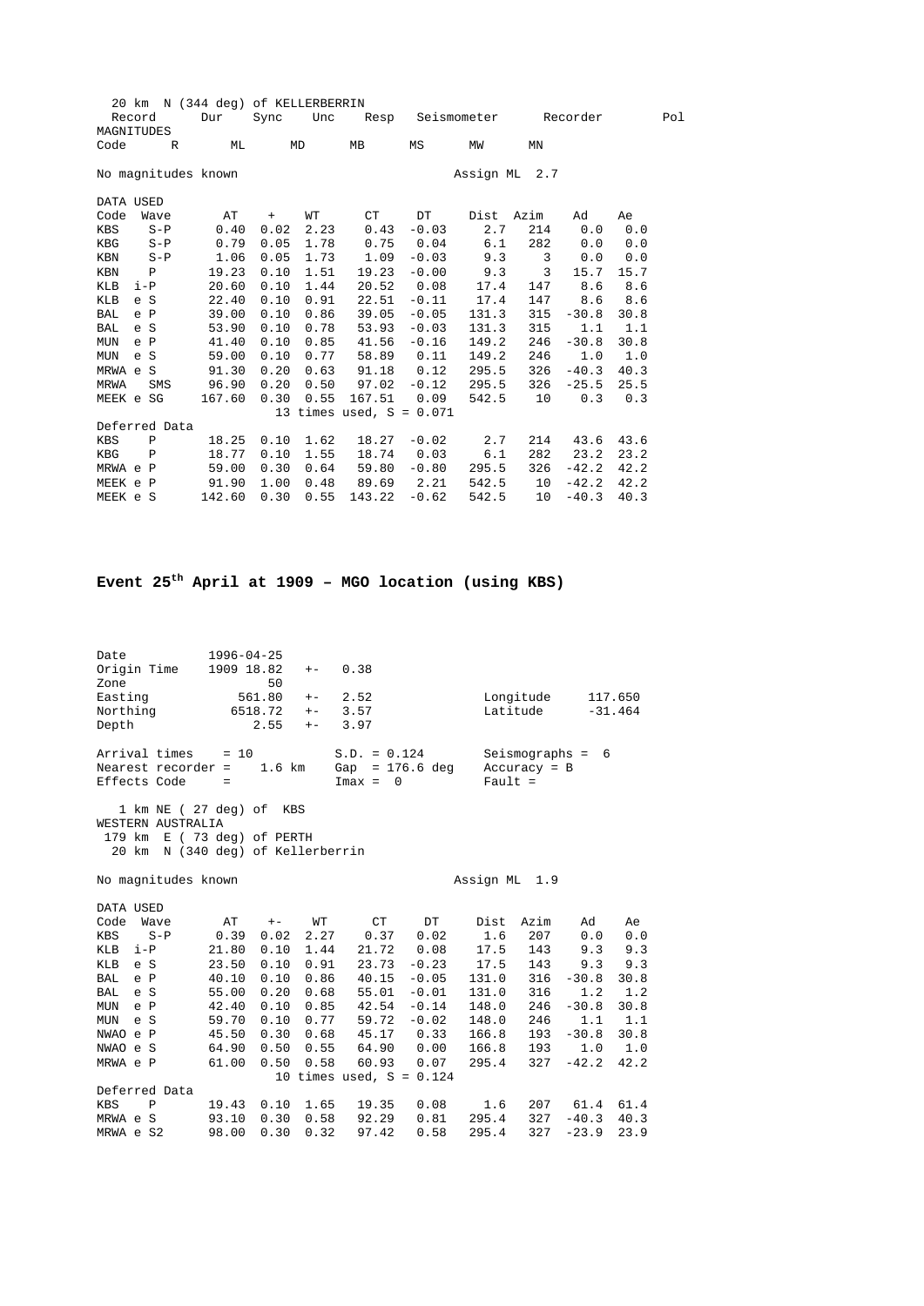```
  20 km  N (344 deg) of KELLERBERRIN
  Record       Dur    Sync    Unc     Resp   Seismometer      Recorder        Pol
MAGNITUDES
Code      R       ML       MD       MB       MS       MW       MN

No magnitudes known                                  Assign ML  2.7

DATA USED
Code  Wave       AT     +     WT       CT      DT     Dist  Azim     Ad     Ae
KBS    S-P     0.40  0.02  2.23     0.43   -0.03      2.7   214     0.0    0.0
KBG    S-P     0.79  0.05  1.78     0.75    0.04      6.1   282     0.0    0.0
KBN    S-P     1.06  0.05  1.73     1.09   -0.03      9.3     3     0.0    0.0
KBN    P      19.23  0.10  1.51    19.23   -0.00      9.3     3    15.7   15.7
KLB  i-P      20.60  0.10  1.44    20.52    0.08     17.4   147     8.6    8.6
KLB  e S      22.40  0.10  0.91    22.51   -0.11     17.4   147     8.6    8.6
BAL  e P      39.00  0.10  0.86    39.05   -0.05    131.3   315   -30.8   30.8
BAL  e S      53.90  0.10  0.78    53.93   -0.03    131.3   315     1.1    1.1
MUN  e P      41.40  0.10  0.85    41.56   -0.16    149.2   246   -30.8   30.8
MUN  e S      59.00  0.10  0.77    58.89    0.11    149.2   246     1.0    1.0
MRWA e S      91.30  0.20  0.63    91.18    0.12    295.5   326   -40.3   40.3
MRWA   SMS    96.90  0.20  0.50    97.02   -0.12    295.5   326   -25.5   25.5
MEEK e SG    167.60  0.30  0.55   167.51    0.09    542.5    10     0.3    0.3
                           13 times used, S = 0.071
Deferred Data
KBS    P      18.25  0.10  1.62    18.27   -0.02      2.7   214    43.6   43.6
KBG    P      18.77  0.10  1.55    18.74    0.03      6.1   282    23.2   23.2
MRWA e P      59.00  0.30  0.64    59.80   -0.80    295.5   326   -42.2   42.2
MEEK e P      91.90  1.00  0.48    89.69    2.21    542.5    10   -42.2   42.2
MEEK e S     142.60  0.30  0.55   143.22   -0.62    542.5    10   -40.3   40.3
```

**Event 25th April at 1909 – MGO location (using KBS)**

```
Date            1996-04-25
Origin Time     1909 18.82    +-    0.38
Zone                    50
Easting             561.80    +-    2.52                Longitude      117.650
Northing           6518.72    +-    3.57                Latitude       -31.464
Depth                 2.55    +-    3.97

Arrival times    = 10            S.D. = 0.124          Seismographs =  6
Nearest recorder =    1.6 km     Gap  = 176.6 deg      Accuracy = B
Effects Code     =               Imax =  0             Fault =

   1 km NE ( 27 deg) of  KBS
WESTERN AUSTRALIA
 179 km  E ( 73 deg) of PERTH
  20 km  N (340 deg) of Kellerberrin

No magnitudes known                                  Assign ML  1.9

DATA USED
Code  Wave       AT     +-     WT       CT      DT     Dist  Azim     Ad     Ae
KBS    S-P     0.39  0.02  2.27     0.37    0.02      1.6   207     0.0    0.0
KLB  i-P      21.80  0.10  1.44    21.72    0.08     17.5   143     9.3    9.3
KLB  e S      23.50  0.10  0.91    23.73   -0.23     17.5   143     9.3    9.3
BAL  e P      40.10  0.10  0.86    40.15   -0.05    131.0   316   -30.8   30.8
BAL  e S      55.00  0.20  0.68    55.01   -0.01    131.0   316     1.2    1.2
MUN  e P      42.40  0.10  0.85    42.54   -0.14    148.0   246   -30.8   30.8
MUN  e S      59.70  0.10  0.77    59.72   -0.02    148.0   246     1.1    1.1
NWAO e P      45.50  0.30  0.68    45.17    0.33    166.8   193   -30.8   30.8
NWAO e S      64.90  0.50  0.55    64.90    0.00    166.8   193     1.0    1.0
MRWA e P      61.00  0.50  0.58    60.93    0.07    295.4   327   -42.2   42.2
                           10 times used, S = 0.124
Deferred Data
KBS    P      19.43  0.10  1.65    19.35    0.08      1.6   207    61.4   61.4
MRWA e S      93.10  0.30  0.58    92.29    0.81    295.4   327   -40.3   40.3
MRWA e S2     98.00  0.30  0.32    97.42    0.58    295.4   327   -23.9   23.9
```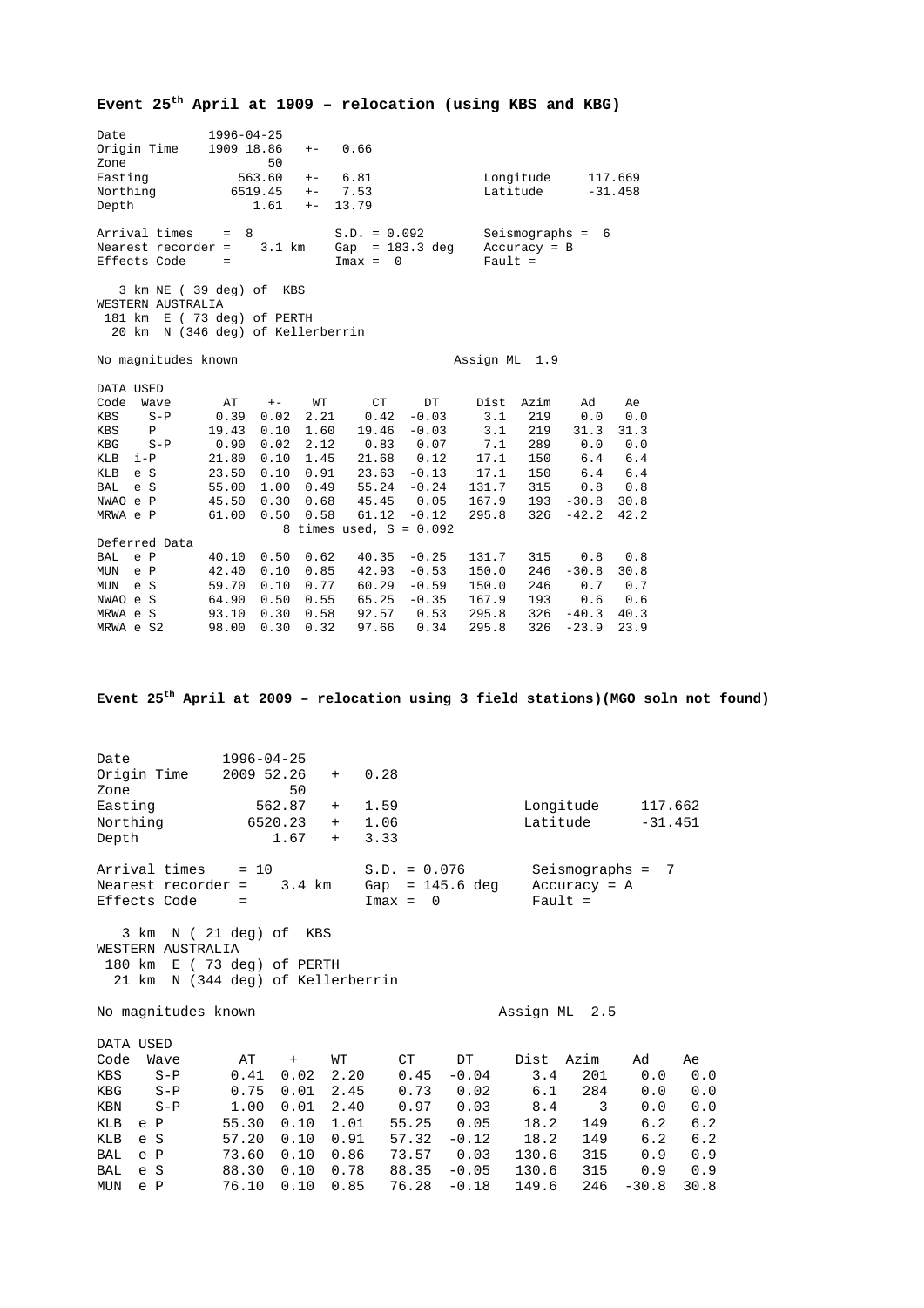**Event 25th April at 1909 – relocation (using KBS and KBG)**

```
Date           1996-04-25
Origin Time    1909 18.86   +-    0.66
Zone                  50
Easting           563.60   +-    6.81              Longitude     117.669
Northing         6519.45   +-    7.53              Latitude      -31.458
Depth               1.61   +-   13.79

Arrival times    =  8              S.D. = 0.092       Seismographs =  6
Nearest recorder =     3.1 km      Gap  = 183.3 deg   Accuracy = B
Effects Code     =                 Imax =  0          Fault =

   3 km NE ( 39 deg) of  KBS
WESTERN AUSTRALIA
 181 km  E ( 73 deg) of PERTH
  20 km  N (346 deg) of Kellerberrin

No magnitudes known                                Assign ML  1.9

DATA USED
Code  Wave       AT    +-     WT      CT      DT      Dist  Azim     Ad     Ae
KBS    S-P      0.39  0.02  2.21    0.42   -0.03      3.1   219     0.0    0.0
KBS    P       19.43  0.10  1.60   19.46   -0.03      3.1   219    31.3   31.3
KBG    S-P      0.90  0.02  2.12    0.83    0.07      7.1   289     0.0    0.0
KLB  i-P       21.80  0.10  1.45   21.68    0.12     17.1   150     6.4    6.4
KLB  e S       23.50  0.10  0.91   23.63   -0.13     17.1   150     6.4    6.4
BAL  e S       55.00  1.00  0.49   55.24   -0.24    131.7   315     0.8    0.8
NWAO e P       45.50  0.30  0.68   45.45    0.05    167.9   193   -30.8   30.8
MRWA e P       61.00  0.50  0.58   61.12   -0.12    295.8   326   -42.2   42.2
                          8 times used, S = 0.092
Deferred Data
BAL  e P       40.10  0.50  0.62   40.35   -0.25    131.7   315     0.8    0.8
MUN  e P       42.40  0.10  0.85   42.93   -0.53    150.0   246   -30.8   30.8
MUN  e S       59.70  0.10  0.77   60.29   -0.59    150.0   246     0.7    0.7
NWAO e S       64.90  0.50  0.55   65.25   -0.35    167.9   193     0.6    0.6
MRWA e S       93.10  0.30  0.58   92.57    0.53    295.8   326   -40.3   40.3
MRWA e S2      98.00  0.30  0.32   97.66    0.34    295.8   326   -23.9   23.9
```

**Event 25th April at 2009 – relocation using 3 field stations)(MGO soln not found)**

```
Date            1996-04-25
Origin Time     2009 52.26   +   0.28
Zone                   50
Easting            562.87    +   1.59                Longitude     117.662
Northing          6520.23    +   1.06                Latitude      -31.451
Depth                1.67    +   3.33

Arrival times    = 10           S.D. = 0.076       Seismographs =  7
Nearest recorder =    3.4 km    Gap  = 145.6 deg   Accuracy = A
Effects Code     =              Imax =  0          Fault =

   3 km  N ( 21 deg) of  KBS
WESTERN AUSTRALIA
 180 km  E ( 73 deg) of PERTH
  21 km  N (344 deg) of Kellerberrin

No magnitudes known                              Assign ML  2.5

DATA USED
Code  Wave       AT     +     WT       CT      DT      Dist  Azim     Ad      Ae
KBS    S-P      0.41  0.02   2.20     0.45   -0.04      3.4   201     0.0    0.0
KBG    S-P      0.75  0.01   2.45     0.73    0.02      6.1   284     0.0    0.0
KBN    S-P      1.00  0.01   2.40     0.97    0.03      8.4     3     0.0    0.0
KLB  e P       55.30  0.10   1.01    55.25    0.05     18.2   149     6.2    6.2
KLB  e S       57.20  0.10   0.91    57.32   -0.12     18.2   149     6.2    6.2
BAL  e P       73.60  0.10   0.86    73.57    0.03    130.6   315     0.9    0.9
BAL  e S       88.30  0.10   0.78    88.35   -0.05    130.6   315     0.9    0.9
MUN  e P       76.10  0.10   0.85    76.28   -0.18    149.6   246   -30.8   30.8
```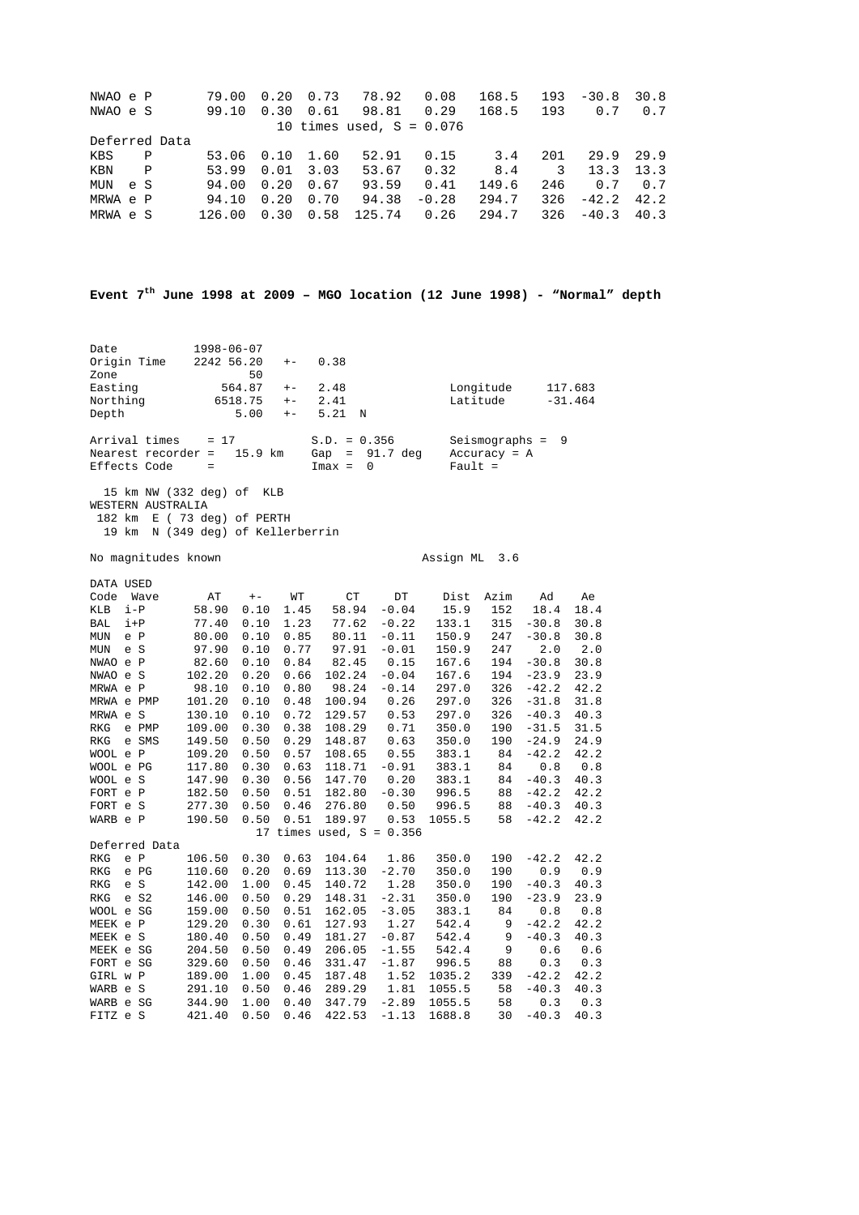| | | AT | +- | WT | CT | DT | Dist | Azim | Ad | Ae |
|---|---|---|---|---|---|---|---|---|---|---|
| NWAO | e P | 79.00 | 0.20 | 0.73 | 78.92 | 0.08 | 168.5 | 193 | -30.8 | 30.8 |
| NWAO | e S | 99.10 | 0.30 | 0.61 | 98.81 | 0.29 | 168.5 | 193 | 0.7 | 0.7 |
| | | 10 times used, S = 0.076 | | | | | | | | |
| Deferred Data | | | | | | | | | | |
| KBS | P | 53.06 | 0.10 | 1.60 | 52.91 | 0.15 | 3.4 | 201 | 29.9 | 29.9 |
| KBN | P | 53.99 | 0.01 | 3.03 | 53.67 | 0.32 | 8.4 | 3 | 13.3 | 13.3 |
| MUN | e S | 94.00 | 0.20 | 0.67 | 93.59 | 0.41 | 149.6 | 246 | 0.7 | 0.7 |
| MRWA | e P | 94.10 | 0.20 | 0.70 | 94.38 | -0.28 | 294.7 | 326 | -42.2 | 42.2 |
| MRWA | e S | 126.00 | 0.30 | 0.58 | 125.74 | 0.26 | 294.7 | 326 | -40.3 | 40.3 |

**Event 7th June 1998 at 2009 – MGO location (12 June 1998) - "Normal" depth**

```
Date            1998-06-07
Origin Time     2242 56.20   +-    0.38
Zone                    50
Easting             564.87   +-    2.48              Longitude      117.683
Northing           6518.75   +-    2.41              Latitude       -31.464
Depth                 5.00   +-    5.21  N

Arrival times     = 17              S.D. = 0.356        Seismographs =  9
Nearest recorder =    15.9 km       Gap  =  91.7 deg    Accuracy = A
Effects Code      =                 Imax =  0           Fault =

  15 km NW (332 deg) of  KLB
WESTERN AUSTRALIA
 182 km  E ( 73 deg) of PERTH
  19 km  N (349 deg) of Kellerberrin

No magnitudes known                                 Assign ML  3.6
```

DATA USED

| Code | Wave | AT | +- | WT | CT | DT | Dist | Azim | Ad | Ae |
|---|---|---|---|---|---|---|---|---|---|---|
| KLB | i-P | 58.90 | 0.10 | 1.45 | 58.94 | -0.04 | 15.9 | 152 | 18.4 | 18.4 |
| BAL | i+P | 77.40 | 0.10 | 1.23 | 77.62 | -0.22 | 133.1 | 315 | -30.8 | 30.8 |
| MUN | e P | 80.00 | 0.10 | 0.85 | 80.11 | -0.11 | 150.9 | 247 | -30.8 | 30.8 |
| MUN | e S | 97.90 | 0.10 | 0.77 | 97.91 | -0.01 | 150.9 | 247 | 2.0 | 2.0 |
| NWAO | e P | 82.60 | 0.10 | 0.84 | 82.45 | 0.15 | 167.6 | 194 | -30.8 | 30.8 |
| NWAO | e S | 102.20 | 0.20 | 0.66 | 102.24 | -0.04 | 167.6 | 194 | -23.9 | 23.9 |
| MRWA | e P | 98.10 | 0.10 | 0.80 | 98.24 | -0.14 | 297.0 | 326 | -42.2 | 42.2 |
| MRWA | e PMP | 101.20 | 0.10 | 0.48 | 100.94 | 0.26 | 297.0 | 326 | -31.8 | 31.8 |
| MRWA | e S | 130.10 | 0.10 | 0.72 | 129.57 | 0.53 | 297.0 | 326 | -40.3 | 40.3 |
| RKG | e PMP | 109.00 | 0.30 | 0.38 | 108.29 | 0.71 | 350.0 | 190 | -31.5 | 31.5 |
| RKG | e SMS | 149.50 | 0.50 | 0.29 | 148.87 | 0.63 | 350.0 | 190 | -24.9 | 24.9 |
| WOOL | e P | 109.20 | 0.50 | 0.57 | 108.65 | 0.55 | 383.1 | 84 | -42.2 | 42.2 |
| WOOL | e PG | 117.80 | 0.30 | 0.63 | 118.71 | -0.91 | 383.1 | 84 | 0.8 | 0.8 |
| WOOL | e S | 147.90 | 0.30 | 0.56 | 147.70 | 0.20 | 383.1 | 84 | -40.3 | 40.3 |
| FORT | e P | 182.50 | 0.50 | 0.51 | 182.80 | -0.30 | 996.5 | 88 | -42.2 | 42.2 |
| FORT | e S | 277.30 | 0.50 | 0.46 | 276.80 | 0.50 | 996.5 | 88 | -40.3 | 40.3 |
| WARB | e P | 190.50 | 0.50 | 0.51 | 189.97 | 0.53 | 1055.5 | 58 | -42.2 | 42.2 |
| | | 17 times used, S = 0.356 | | | | | | | | |
| Deferred Data | | | | | | | | | | |
| RKG | e P | 106.50 | 0.30 | 0.63 | 104.64 | 1.86 | 350.0 | 190 | -42.2 | 42.2 |
| RKG | e PG | 110.60 | 0.20 | 0.69 | 113.30 | -2.70 | 350.0 | 190 | 0.9 | 0.9 |
| RKG | e S | 142.00 | 1.00 | 0.45 | 140.72 | 1.28 | 350.0 | 190 | -40.3 | 40.3 |
| RKG | e S2 | 146.00 | 0.50 | 0.29 | 148.31 | -2.31 | 350.0 | 190 | -23.9 | 23.9 |
| WOOL | e SG | 159.00 | 0.50 | 0.51 | 162.05 | -3.05 | 383.1 | 84 | 0.8 | 0.8 |
| MEEK | e P | 129.20 | 0.30 | 0.61 | 127.93 | 1.27 | 542.4 | 9 | -42.2 | 42.2 |
| MEEK | e S | 180.40 | 0.50 | 0.49 | 181.27 | -0.87 | 542.4 | 9 | -40.3 | 40.3 |
| MEEK | e SG | 204.50 | 0.50 | 0.49 | 206.05 | -1.55 | 542.4 | 9 | 0.6 | 0.6 |
| FORT | e SG | 329.60 | 0.50 | 0.46 | 331.47 | -1.87 | 996.5 | 88 | 0.3 | 0.3 |
| GIRL | w P | 189.00 | 1.00 | 0.45 | 187.48 | 1.52 | 1035.2 | 339 | -42.2 | 42.2 |
| WARB | e S | 291.10 | 0.50 | 0.46 | 289.29 | 1.81 | 1055.5 | 58 | -40.3 | 40.3 |
| WARB | e SG | 344.90 | 1.00 | 0.40 | 347.79 | -2.89 | 1055.5 | 58 | 0.3 | 0.3 |
| FITZ | e S | 421.40 | 0.50 | 0.46 | 422.53 | -1.13 | 1688.8 | 30 | -40.3 | 40.3 |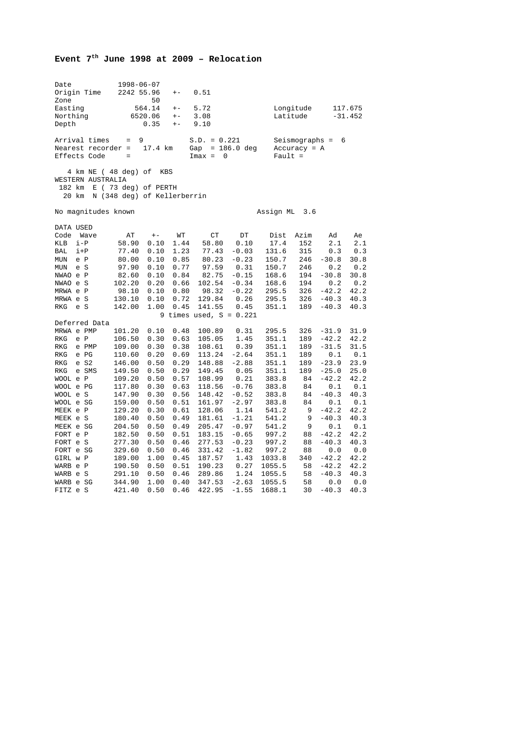# Event 7th June 1998 at 2009 – Relocation

```
Date            1998-06-07
Origin Time     2242 55.96    +-    0.51
Zone                   50
Easting             564.14    +-    5.72                Longitude      117.675
Northing           6520.06    +-    3.08                Latitude       -31.452
Depth                 0.35    +-    9.10

Arrival times    =  9               S.D. = 0.221        Seismographs =  6
Nearest recorder =   17.4 km        Gap  = 186.0 deg    Accuracy = A
Effects Code     =                  Imax =  0           Fault =

   4 km NE ( 48 deg) of  KBS
WESTERN AUSTRALIA
 182 km  E ( 73 deg) of PERTH
  20 km  N (348 deg) of Kellerberrin

No magnitudes known                                     Assign ML  3.6
```

DATA USED

| Code | Wave | AT | +- | WT | CT | DT | Dist | Azim | Ad | Ae |
|---|---|---|---|---|---|---|---|---|---|---|
| KLB | i-P | 58.90 | 0.10 | 1.44 | 58.80 | 0.10 | 17.4 | 152 | 2.1 | 2.1 |
| BAL | i+P | 77.40 | 0.10 | 1.23 | 77.43 | -0.03 | 131.6 | 315 | 0.3 | 0.3 |
| MUN | e P | 80.00 | 0.10 | 0.85 | 80.23 | -0.23 | 150.7 | 246 | -30.8 | 30.8 |
| MUN | e S | 97.90 | 0.10 | 0.77 | 97.59 | 0.31 | 150.7 | 246 | 0.2 | 0.2 |
| NWAO | e P | 82.60 | 0.10 | 0.84 | 82.75 | -0.15 | 168.6 | 194 | -30.8 | 30.8 |
| NWAO | e S | 102.20 | 0.20 | 0.66 | 102.54 | -0.34 | 168.6 | 194 | 0.2 | 0.2 |
| MRWA | e P | 98.10 | 0.10 | 0.80 | 98.32 | -0.22 | 295.5 | 326 | -42.2 | 42.2 |
| MRWA | e S | 130.10 | 0.10 | 0.72 | 129.84 | 0.26 | 295.5 | 326 | -40.3 | 40.3 |
| RKG | e S | 142.00 | 1.00 | 0.45 | 141.55 | 0.45 | 351.1 | 189 | -40.3 | 40.3 |

9 times used, S = 0.221

Deferred Data

| Code | Wave | AT | +- | WT | CT | DT | Dist | Azim | Ad | Ae |
|---|---|---|---|---|---|---|---|---|---|---|
| MRWA | e PMP | 101.20 | 0.10 | 0.48 | 100.89 | 0.31 | 295.5 | 326 | -31.9 | 31.9 |
| RKG | e P | 106.50 | 0.30 | 0.63 | 105.05 | 1.45 | 351.1 | 189 | -42.2 | 42.2 |
| RKG | e PMP | 109.00 | 0.30 | 0.38 | 108.61 | 0.39 | 351.1 | 189 | -31.5 | 31.5 |
| RKG | e PG | 110.60 | 0.20 | 0.69 | 113.24 | -2.64 | 351.1 | 189 | 0.1 | 0.1 |
| RKG | e S2 | 146.00 | 0.50 | 0.29 | 148.88 | -2.88 | 351.1 | 189 | -23.9 | 23.9 |
| RKG | e SMS | 149.50 | 0.50 | 0.29 | 149.45 | 0.05 | 351.1 | 189 | -25.0 | 25.0 |
| WOOL | e P | 109.20 | 0.50 | 0.57 | 108.99 | 0.21 | 383.8 | 84 | -42.2 | 42.2 |
| WOOL | e PG | 117.80 | 0.30 | 0.63 | 118.56 | -0.76 | 383.8 | 84 | 0.1 | 0.1 |
| WOOL | e S | 147.90 | 0.30 | 0.56 | 148.42 | -0.52 | 383.8 | 84 | -40.3 | 40.3 |
| WOOL | e SG | 159.00 | 0.50 | 0.51 | 161.97 | -2.97 | 383.8 | 84 | 0.1 | 0.1 |
| MEEK | e P | 129.20 | 0.30 | 0.61 | 128.06 | 1.14 | 541.2 | 9 | -42.2 | 42.2 |
| MEEK | e S | 180.40 | 0.50 | 0.49 | 181.61 | -1.21 | 541.2 | 9 | -40.3 | 40.3 |
| MEEK | e SG | 204.50 | 0.50 | 0.49 | 205.47 | -0.97 | 541.2 | 9 | 0.1 | 0.1 |
| FORT | e P | 182.50 | 0.50 | 0.51 | 183.15 | -0.65 | 997.2 | 88 | -42.2 | 42.2 |
| FORT | e S | 277.30 | 0.50 | 0.46 | 277.53 | -0.23 | 997.2 | 88 | -40.3 | 40.3 |
| FORT | e SG | 329.60 | 0.50 | 0.46 | 331.42 | -1.82 | 997.2 | 88 | 0.0 | 0.0 |
| GIRL | w P | 189.00 | 1.00 | 0.45 | 187.57 | 1.43 | 1033.8 | 340 | -42.2 | 42.2 |
| WARB | e P | 190.50 | 0.50 | 0.51 | 190.23 | 0.27 | 1055.5 | 58 | -42.2 | 42.2 |
| WARB | e S | 291.10 | 0.50 | 0.46 | 289.86 | 1.24 | 1055.5 | 58 | -40.3 | 40.3 |
| WARB | e SG | 344.90 | 1.00 | 0.40 | 347.53 | -2.63 | 1055.5 | 58 | 0.0 | 0.0 |
| FITZ | e S | 421.40 | 0.50 | 0.46 | 422.95 | -1.55 | 1688.1 | 30 | -40.3 | 40.3 |